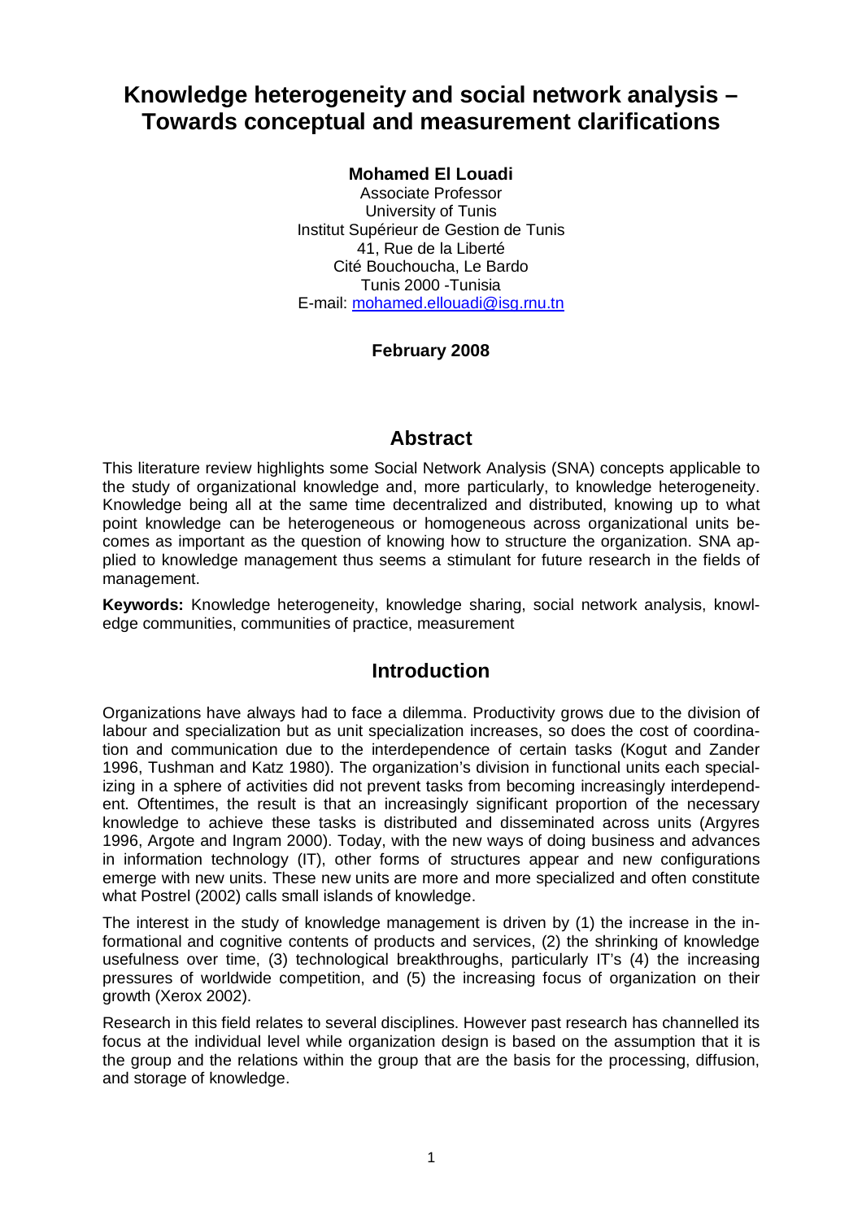# Knowledge heterogeneity and social network analysis – Towards conceptual and measurement clarifications

**Mohamed El Louadi**

Associate Professor
University of Tunis
Institut Supérieur de Gestion de Tunis
41, Rue de la Liberté
Cité Bouchoucha, Le Bardo
Tunis 2000 -Tunisia
E-mail: mohamed.ellouadi@isg.rnu.tn

**February 2008**

## Abstract

This literature review highlights some Social Network Analysis (SNA) concepts applicable to the study of organizational knowledge and, more particularly, to knowledge heterogeneity. Knowledge being all at the same time decentralized and distributed, knowing up to what point knowledge can be heterogeneous or homogeneous across organizational units becomes as important as the question of knowing how to structure the organization. SNA applied to knowledge management thus seems a stimulant for future research in the fields of management.

**Keywords:** Knowledge heterogeneity, knowledge sharing, social network analysis, knowledge communities, communities of practice, measurement

## Introduction

Organizations have always had to face a dilemma. Productivity grows due to the division of labour and specialization but as unit specialization increases, so does the cost of coordination and communication due to the interdependence of certain tasks (Kogut and Zander 1996, Tushman and Katz 1980). The organization's division in functional units each specializing in a sphere of activities did not prevent tasks from becoming increasingly interdependent. Oftentimes, the result is that an increasingly significant proportion of the necessary knowledge to achieve these tasks is distributed and disseminated across units (Argyres 1996, Argote and Ingram 2000). Today, with the new ways of doing business and advances in information technology (IT), other forms of structures appear and new configurations emerge with new units. These new units are more and more specialized and often constitute what Postrel (2002) calls small islands of knowledge.

The interest in the study of knowledge management is driven by (1) the increase in the informational and cognitive contents of products and services, (2) the shrinking of knowledge usefulness over time, (3) technological breakthroughs, particularly IT's (4) the increasing pressures of worldwide competition, and (5) the increasing focus of organization on their growth (Xerox 2002).

Research in this field relates to several disciplines. However past research has channelled its focus at the individual level while organization design is based on the assumption that it is the group and the relations within the group that are the basis for the processing, diffusion, and storage of knowledge.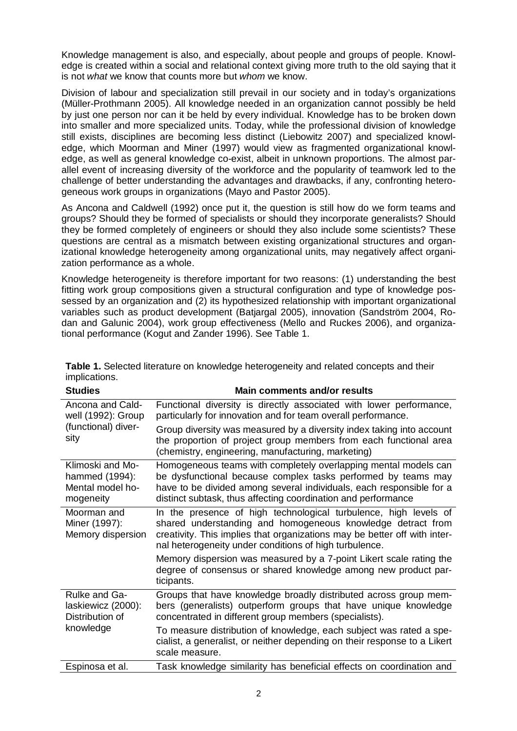Knowledge management is also, and especially, about people and groups of people. Knowledge is created within a social and relational context giving more truth to the old saying that it is not *what* we know that counts more but *whom* we know.

Division of labour and specialization still prevail in our society and in today's organizations (Müller-Prothmann 2005). All knowledge needed in an organization cannot possibly be held by just one person nor can it be held by every individual. Knowledge has to be broken down into smaller and more specialized units. Today, while the professional division of knowledge still exists, disciplines are becoming less distinct (Liebowitz 2007) and specialized knowledge, which Moorman and Miner (1997) would view as fragmented organizational knowledge, as well as general knowledge co-exist, albeit in unknown proportions. The almost parallel event of increasing diversity of the workforce and the popularity of teamwork led to the challenge of better understanding the advantages and drawbacks, if any, confronting heterogeneous work groups in organizations (Mayo and Pastor 2005).

As Ancona and Caldwell (1992) once put it, the question is still how do we form teams and groups? Should they be formed of specialists or should they incorporate generalists? Should they be formed completely of engineers or should they also include some scientists? These questions are central as a mismatch between existing organizational structures and organizational knowledge heterogeneity among organizational units, may negatively affect organization performance as a whole.

Knowledge heterogeneity is therefore important for two reasons: (1) understanding the best fitting work group compositions given a structural configuration and type of knowledge possessed by an organization and (2) its hypothesized relationship with important organizational variables such as product development (Batjargal 2005), innovation (Sandström 2004, Rodan and Galunic 2004), work group effectiveness (Mello and Ruckes 2006), and organizational performance (Kogut and Zander 1996). See Table 1.

**Table 1.** Selected literature on knowledge heterogeneity and related concepts and their implications.

| Studies | Main comments and/or results |
|---|---|
| Ancona and Caldwell (1992): Group (functional) diversity | Functional diversity is directly associated with lower performance, particularly for innovation and for team overall performance. Group diversity was measured by a diversity index taking into account the proportion of project group members from each functional area (chemistry, engineering, manufacturing, marketing) |
| Klimoski and Mohammed (1994): Mental model homogeneity | Homogeneous teams with completely overlapping mental models can be dysfunctional because complex tasks performed by teams may have to be divided among several individuals, each responsible for a distinct subtask, thus affecting coordination and performance |
| Moorman and Miner (1997): Memory dispersion | In the presence of high technological turbulence, high levels of shared understanding and homogeneous knowledge detract from creativity. This implies that organizations may be better off with internal heterogeneity under conditions of high turbulence. Memory dispersion was measured by a 7-point Likert scale rating the degree of consensus or shared knowledge among new product participants. |
| Rulke and Galaskiewicz (2000): Distribution of knowledge | Groups that have knowledge broadly distributed across group members (generalists) outperform groups that have unique knowledge concentrated in different group members (specialists). To measure distribution of knowledge, each subject was rated a specialist, a generalist, or neither depending on their response to a Likert scale measure. |
| Espinosa et al. | Task knowledge similarity has beneficial effects on coordination and |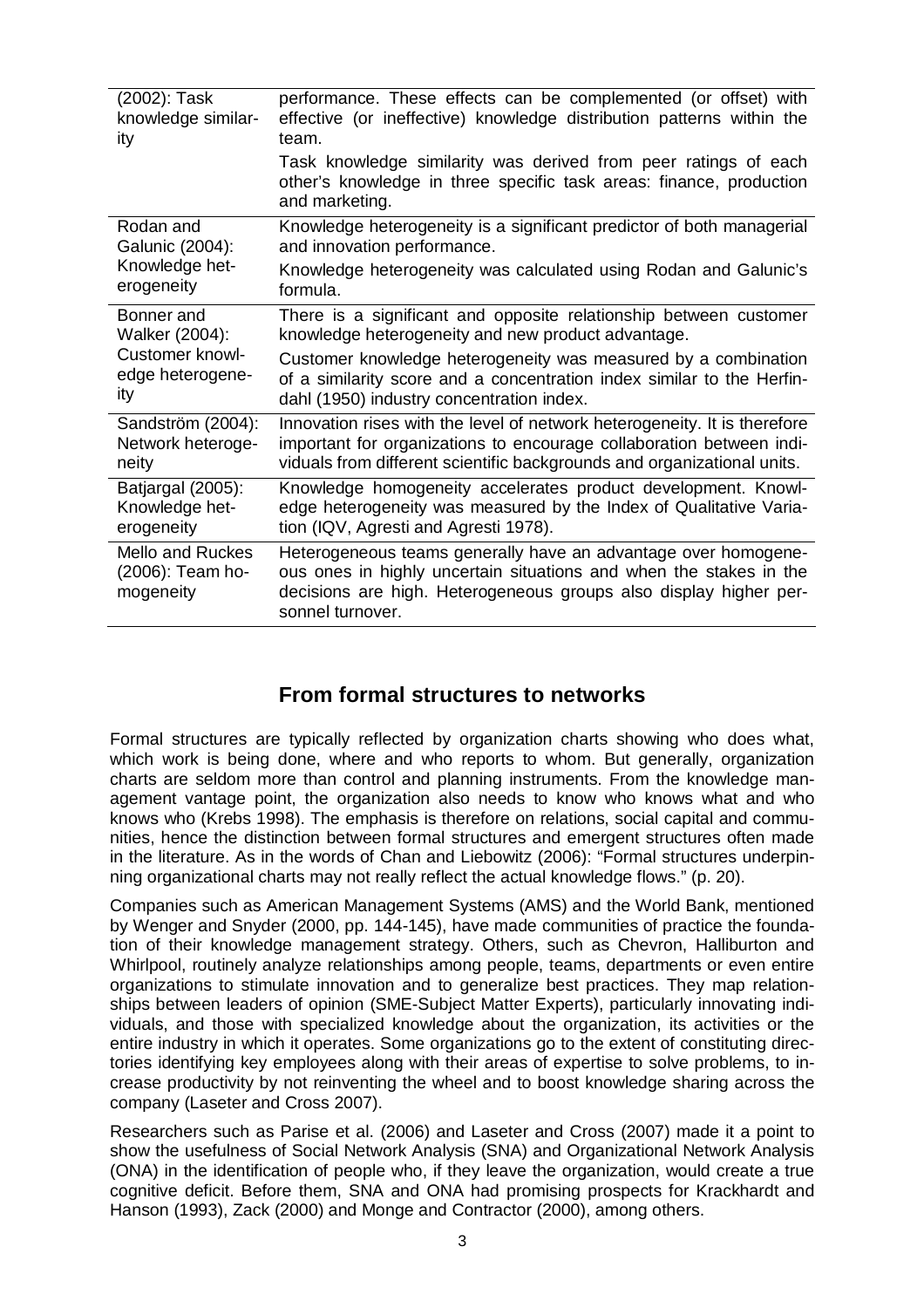| | |
|---|---|
| (2002): Task knowledge similarity | performance. These effects can be complemented (or offset) with effective (or ineffective) knowledge distribution patterns within the team. Task knowledge similarity was derived from peer ratings of each other's knowledge in three specific task areas: finance, production and marketing. |
| Rodan and Galunic (2004): Knowledge heterogeneity | Knowledge heterogeneity is a significant predictor of both managerial and innovation performance. Knowledge heterogeneity was calculated using Rodan and Galunic's formula. |
| Bonner and Walker (2004): Customer knowledge heterogeneity | There is a significant and opposite relationship between customer knowledge heterogeneity and new product advantage. Customer knowledge heterogeneity was measured by a combination of a similarity score and a concentration index similar to the Herfindahl (1950) industry concentration index. |
| Sandström (2004): Network heterogeneity | Innovation rises with the level of network heterogeneity. It is therefore important for organizations to encourage collaboration between individuals from different scientific backgrounds and organizational units. |
| Batjargal (2005): Knowledge heterogeneity | Knowledge homogeneity accelerates product development. Knowledge heterogeneity was measured by the Index of Qualitative Variation (IQV, Agresti and Agresti 1978). |
| Mello and Ruckes (2006): Team homogeneity | Heterogeneous teams generally have an advantage over homogeneous ones in highly uncertain situations and when the stakes in the decisions are high. Heterogeneous groups also display higher personnel turnover. |

## From formal structures to networks

Formal structures are typically reflected by organization charts showing who does what, which work is being done, where and who reports to whom. But generally, organization charts are seldom more than control and planning instruments. From the knowledge management vantage point, the organization also needs to know who knows what and who knows who (Krebs 1998). The emphasis is therefore on relations, social capital and communities, hence the distinction between formal structures and emergent structures often made in the literature. As in the words of Chan and Liebowitz (2006): "Formal structures underpinning organizational charts may not really reflect the actual knowledge flows." (p. 20).

Companies such as American Management Systems (AMS) and the World Bank, mentioned by Wenger and Snyder (2000, pp. 144-145), have made communities of practice the foundation of their knowledge management strategy. Others, such as Chevron, Halliburton and Whirlpool, routinely analyze relationships among people, teams, departments or even entire organizations to stimulate innovation and to generalize best practices. They map relationships between leaders of opinion (SME-Subject Matter Experts), particularly innovating individuals, and those with specialized knowledge about the organization, its activities or the entire industry in which it operates. Some organizations go to the extent of constituting directories identifying key employees along with their areas of expertise to solve problems, to increase productivity by not reinventing the wheel and to boost knowledge sharing across the company (Laseter and Cross 2007).

Researchers such as Parise et al. (2006) and Laseter and Cross (2007) made it a point to show the usefulness of Social Network Analysis (SNA) and Organizational Network Analysis (ONA) in the identification of people who, if they leave the organization, would create a true cognitive deficit. Before them, SNA and ONA had promising prospects for Krackhardt and Hanson (1993), Zack (2000) and Monge and Contractor (2000), among others.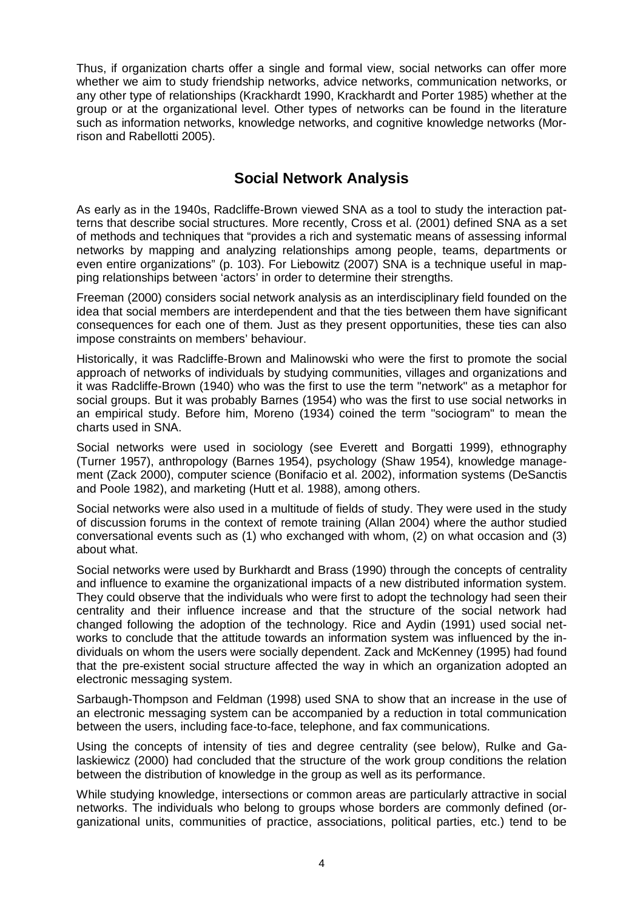Thus, if organization charts offer a single and formal view, social networks can offer more whether we aim to study friendship networks, advice networks, communication networks, or any other type of relationships (Krackhardt 1990, Krackhardt and Porter 1985) whether at the group or at the organizational level. Other types of networks can be found in the literature such as information networks, knowledge networks, and cognitive knowledge networks (Morrison and Rabellotti 2005).

## Social Network Analysis

As early as in the 1940s, Radcliffe-Brown viewed SNA as a tool to study the interaction patterns that describe social structures. More recently, Cross et al. (2001) defined SNA as a set of methods and techniques that "provides a rich and systematic means of assessing informal networks by mapping and analyzing relationships among people, teams, departments or even entire organizations" (p. 103). For Liebowitz (2007) SNA is a technique useful in mapping relationships between 'actors' in order to determine their strengths.

Freeman (2000) considers social network analysis as an interdisciplinary field founded on the idea that social members are interdependent and that the ties between them have significant consequences for each one of them. Just as they present opportunities, these ties can also impose constraints on members' behaviour.

Historically, it was Radcliffe-Brown and Malinowski who were the first to promote the social approach of networks of individuals by studying communities, villages and organizations and it was Radcliffe-Brown (1940) who was the first to use the term "network" as a metaphor for social groups. But it was probably Barnes (1954) who was the first to use social networks in an empirical study. Before him, Moreno (1934) coined the term "sociogram" to mean the charts used in SNA.

Social networks were used in sociology (see Everett and Borgatti 1999), ethnography (Turner 1957), anthropology (Barnes 1954), psychology (Shaw 1954), knowledge management (Zack 2000), computer science (Bonifacio et al. 2002), information systems (DeSanctis and Poole 1982), and marketing (Hutt et al. 1988), among others.

Social networks were also used in a multitude of fields of study. They were used in the study of discussion forums in the context of remote training (Allan 2004) where the author studied conversational events such as (1) who exchanged with whom, (2) on what occasion and (3) about what.

Social networks were used by Burkhardt and Brass (1990) through the concepts of centrality and influence to examine the organizational impacts of a new distributed information system. They could observe that the individuals who were first to adopt the technology had seen their centrality and their influence increase and that the structure of the social network had changed following the adoption of the technology. Rice and Aydin (1991) used social networks to conclude that the attitude towards an information system was influenced by the individuals on whom the users were socially dependent. Zack and McKenney (1995) had found that the pre-existent social structure affected the way in which an organization adopted an electronic messaging system.

Sarbaugh-Thompson and Feldman (1998) used SNA to show that an increase in the use of an electronic messaging system can be accompanied by a reduction in total communication between the users, including face-to-face, telephone, and fax communications.

Using the concepts of intensity of ties and degree centrality (see below), Rulke and Galaskiewicz (2000) had concluded that the structure of the work group conditions the relation between the distribution of knowledge in the group as well as its performance.

While studying knowledge, intersections or common areas are particularly attractive in social networks. The individuals who belong to groups whose borders are commonly defined (organizational units, communities of practice, associations, political parties, etc.) tend to be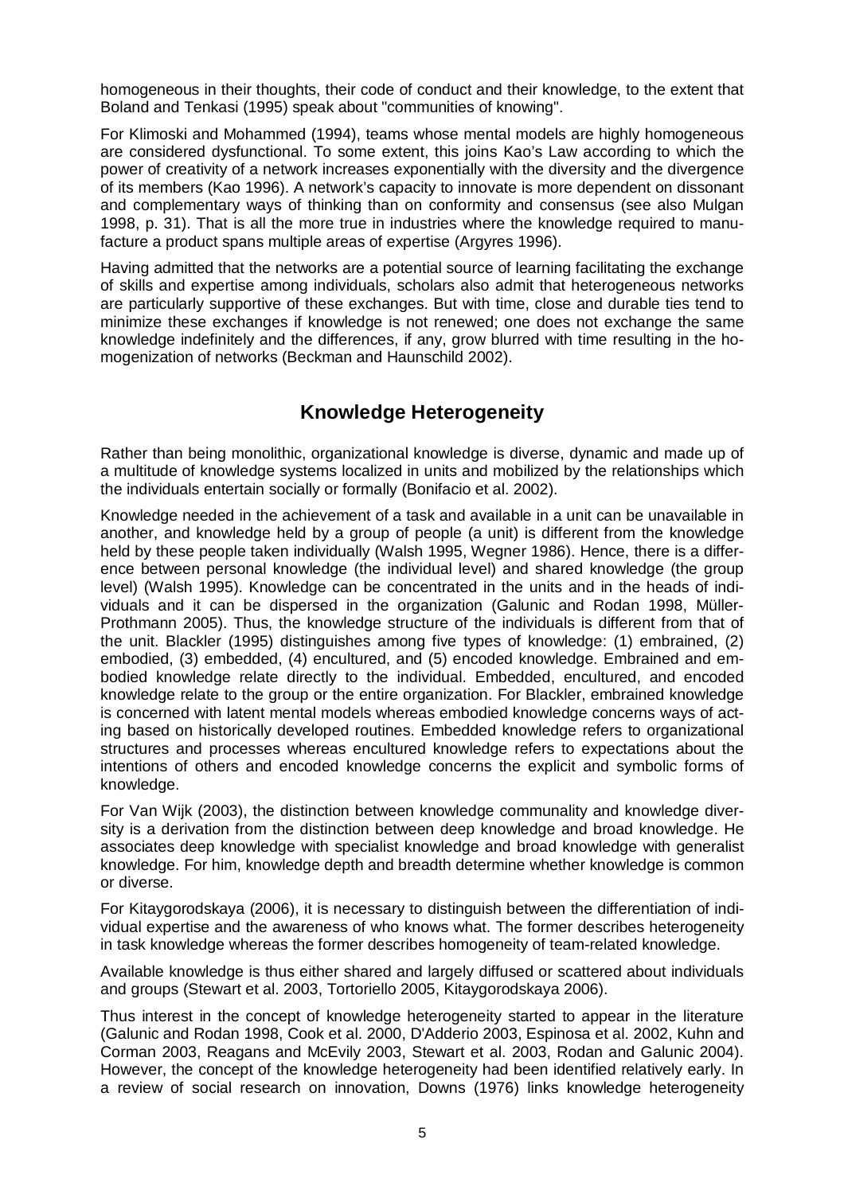homogeneous in their thoughts, their code of conduct and their knowledge, to the extent that Boland and Tenkasi (1995) speak about "communities of knowing".

For Klimoski and Mohammed (1994), teams whose mental models are highly homogeneous are considered dysfunctional. To some extent, this joins Kao's Law according to which the power of creativity of a network increases exponentially with the diversity and the divergence of its members (Kao 1996). A network's capacity to innovate is more dependent on dissonant and complementary ways of thinking than on conformity and consensus (see also Mulgan 1998, p. 31). That is all the more true in industries where the knowledge required to manufacture a product spans multiple areas of expertise (Argyres 1996).

Having admitted that the networks are a potential source of learning facilitating the exchange of skills and expertise among individuals, scholars also admit that heterogeneous networks are particularly supportive of these exchanges. But with time, close and durable ties tend to minimize these exchanges if knowledge is not renewed; one does not exchange the same knowledge indefinitely and the differences, if any, grow blurred with time resulting in the homogenization of networks (Beckman and Haunschild 2002).

## Knowledge Heterogeneity

Rather than being monolithic, organizational knowledge is diverse, dynamic and made up of a multitude of knowledge systems localized in units and mobilized by the relationships which the individuals entertain socially or formally (Bonifacio et al. 2002).

Knowledge needed in the achievement of a task and available in a unit can be unavailable in another, and knowledge held by a group of people (a unit) is different from the knowledge held by these people taken individually (Walsh 1995, Wegner 1986). Hence, there is a difference between personal knowledge (the individual level) and shared knowledge (the group level) (Walsh 1995). Knowledge can be concentrated in the units and in the heads of individuals and it can be dispersed in the organization (Galunic and Rodan 1998, Müller-Prothmann 2005). Thus, the knowledge structure of the individuals is different from that of the unit. Blackler (1995) distinguishes among five types of knowledge: (1) embrained, (2) embodied, (3) embedded, (4) encultured, and (5) encoded knowledge. Embrained and embodied knowledge relate directly to the individual. Embedded, encultured, and encoded knowledge relate to the group or the entire organization. For Blackler, embrained knowledge is concerned with latent mental models whereas embodied knowledge concerns ways of acting based on historically developed routines. Embedded knowledge refers to organizational structures and processes whereas encultured knowledge refers to expectations about the intentions of others and encoded knowledge concerns the explicit and symbolic forms of knowledge.

For Van Wijk (2003), the distinction between knowledge communality and knowledge diversity is a derivation from the distinction between deep knowledge and broad knowledge. He associates deep knowledge with specialist knowledge and broad knowledge with generalist knowledge. For him, knowledge depth and breadth determine whether knowledge is common or diverse.

For Kitaygorodskaya (2006), it is necessary to distinguish between the differentiation of individual expertise and the awareness of who knows what. The former describes heterogeneity in task knowledge whereas the former describes homogeneity of team-related knowledge.

Available knowledge is thus either shared and largely diffused or scattered about individuals and groups (Stewart et al. 2003, Tortoriello 2005, Kitaygorodskaya 2006).

Thus interest in the concept of knowledge heterogeneity started to appear in the literature (Galunic and Rodan 1998, Cook et al. 2000, D'Adderio 2003, Espinosa et al. 2002, Kuhn and Corman 2003, Reagans and McEvily 2003, Stewart et al. 2003, Rodan and Galunic 2004). However, the concept of the knowledge heterogeneity had been identified relatively early. In a review of social research on innovation, Downs (1976) links knowledge heterogeneity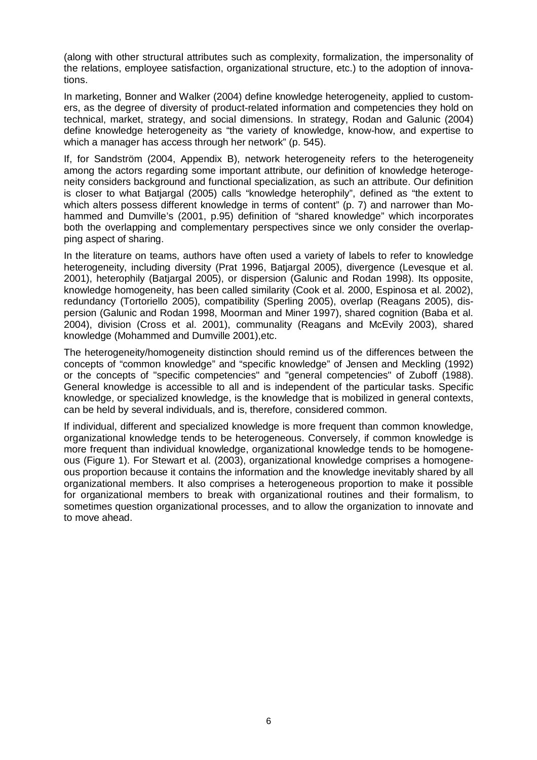(along with other structural attributes such as complexity, formalization, the impersonality of the relations, employee satisfaction, organizational structure, etc.) to the adoption of innovations.

In marketing, Bonner and Walker (2004) define knowledge heterogeneity, applied to customers, as the degree of diversity of product-related information and competencies they hold on technical, market, strategy, and social dimensions. In strategy, Rodan and Galunic (2004) define knowledge heterogeneity as "the variety of knowledge, know-how, and expertise to which a manager has access through her network" (p. 545).

If, for Sandström (2004, Appendix B), network heterogeneity refers to the heterogeneity among the actors regarding some important attribute, our definition of knowledge heterogeneity considers background and functional specialization, as such an attribute. Our definition is closer to what Batjargal (2005) calls "knowledge heterophily", defined as "the extent to which alters possess different knowledge in terms of content" (p. 7) and narrower than Mohammed and Dumville's (2001, p.95) definition of "shared knowledge" which incorporates both the overlapping and complementary perspectives since we only consider the overlapping aspect of sharing.

In the literature on teams, authors have often used a variety of labels to refer to knowledge heterogeneity, including diversity (Prat 1996, Batjargal 2005), divergence (Levesque et al. 2001), heterophily (Batjargal 2005), or dispersion (Galunic and Rodan 1998). Its opposite, knowledge homogeneity, has been called similarity (Cook et al. 2000, Espinosa et al. 2002), redundancy (Tortoriello 2005), compatibility (Sperling 2005), overlap (Reagans 2005), dispersion (Galunic and Rodan 1998, Moorman and Miner 1997), shared cognition (Baba et al. 2004), division (Cross et al. 2001), communality (Reagans and McEvily 2003), shared knowledge (Mohammed and Dumville 2001),etc.

The heterogeneity/homogeneity distinction should remind us of the differences between the concepts of "common knowledge" and "specific knowledge" of Jensen and Meckling (1992) or the concepts of "specific competencies" and "general competencies" of Zuboff (1988). General knowledge is accessible to all and is independent of the particular tasks. Specific knowledge, or specialized knowledge, is the knowledge that is mobilized in general contexts, can be held by several individuals, and is, therefore, considered common.

If individual, different and specialized knowledge is more frequent than common knowledge, organizational knowledge tends to be heterogeneous. Conversely, if common knowledge is more frequent than individual knowledge, organizational knowledge tends to be homogeneous (Figure 1). For Stewart et al. (2003), organizational knowledge comprises a homogeneous proportion because it contains the information and the knowledge inevitably shared by all organizational members. It also comprises a heterogeneous proportion to make it possible for organizational members to break with organizational routines and their formalism, to sometimes question organizational processes, and to allow the organization to innovate and to move ahead.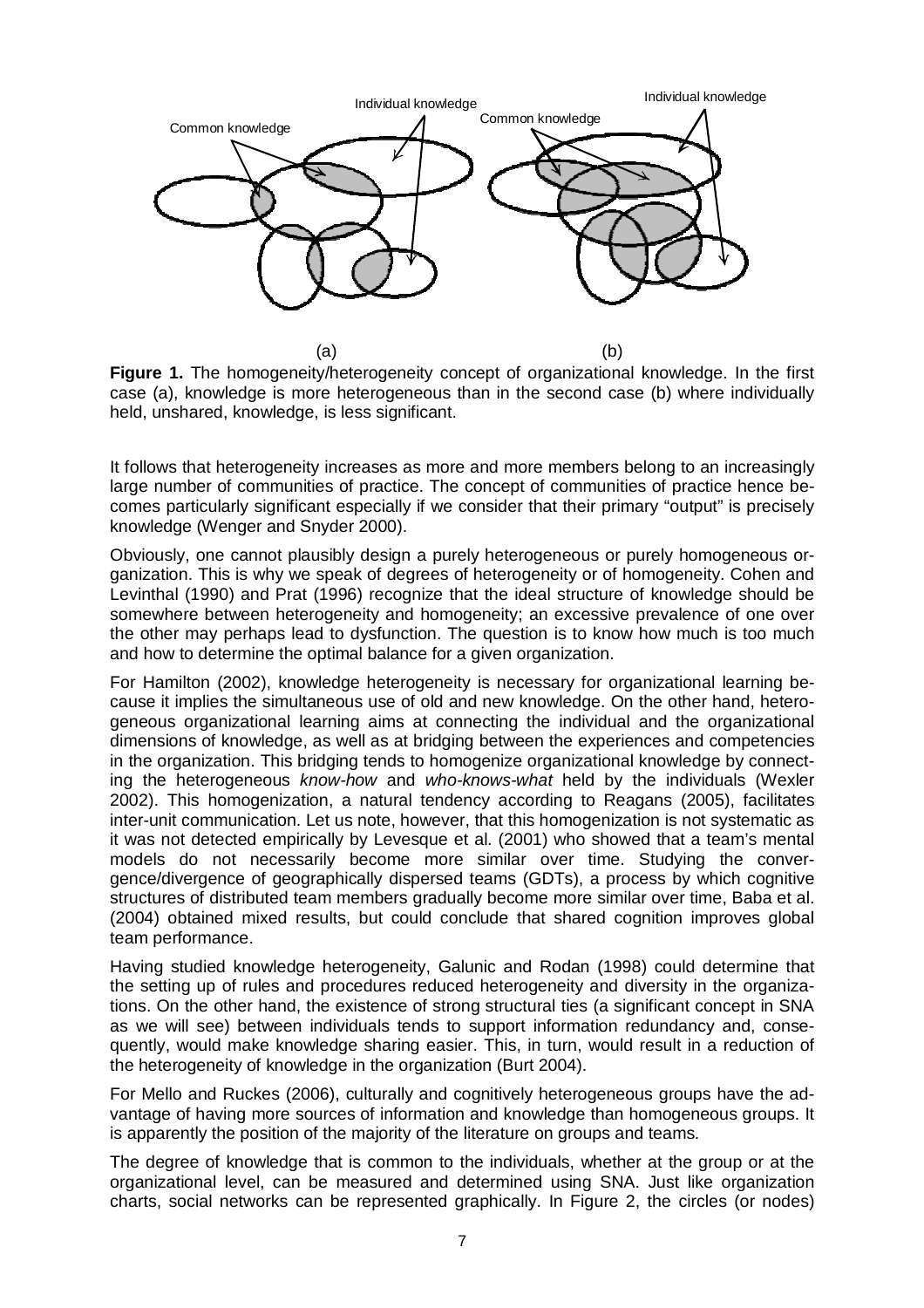**Figure 1.** The homogeneity/heterogeneity concept of organizational knowledge. In the first case (a), knowledge is more heterogeneous than in the second case (b) where individually held, unshared, knowledge, is less significant.

It follows that heterogeneity increases as more and more members belong to an increasingly large number of communities of practice. The concept of communities of practice hence becomes particularly significant especially if we consider that their primary "output" is precisely knowledge (Wenger and Snyder 2000).

Obviously, one cannot plausibly design a purely heterogeneous or purely homogeneous organization. This is why we speak of degrees of heterogeneity or of homogeneity. Cohen and Levinthal (1990) and Prat (1996) recognize that the ideal structure of knowledge should be somewhere between heterogeneity and homogeneity; an excessive prevalence of one over the other may perhaps lead to dysfunction. The question is to know how much is too much and how to determine the optimal balance for a given organization.

For Hamilton (2002), knowledge heterogeneity is necessary for organizational learning because it implies the simultaneous use of old and new knowledge. On the other hand, heterogeneous organizational learning aims at connecting the individual and the organizational dimensions of knowledge, as well as at bridging between the experiences and competencies in the organization. This bridging tends to homogenize organizational knowledge by connecting the heterogeneous *know-how* and *who-knows-what* held by the individuals (Wexler 2002). This homogenization, a natural tendency according to Reagans (2005), facilitates inter-unit communication. Let us note, however, that this homogenization is not systematic as it was not detected empirically by Levesque et al. (2001) who showed that a team's mental models do not necessarily become more similar over time. Studying the convergence/divergence of geographically dispersed teams (GDTs), a process by which cognitive structures of distributed team members gradually become more similar over time, Baba et al. (2004) obtained mixed results, but could conclude that shared cognition improves global team performance.

Having studied knowledge heterogeneity, Galunic and Rodan (1998) could determine that the setting up of rules and procedures reduced heterogeneity and diversity in the organizations. On the other hand, the existence of strong structural ties (a significant concept in SNA as we will see) between individuals tends to support information redundancy and, consequently, would make knowledge sharing easier. This, in turn, would result in a reduction of the heterogeneity of knowledge in the organization (Burt 2004).

For Mello and Ruckes (2006), culturally and cognitively heterogeneous groups have the advantage of having more sources of information and knowledge than homogeneous groups. It is apparently the position of the majority of the literature on groups and teams.

The degree of knowledge that is common to the individuals, whether at the group or at the organizational level, can be measured and determined using SNA. Just like organization charts, social networks can be represented graphically. In Figure 2, the circles (or nodes)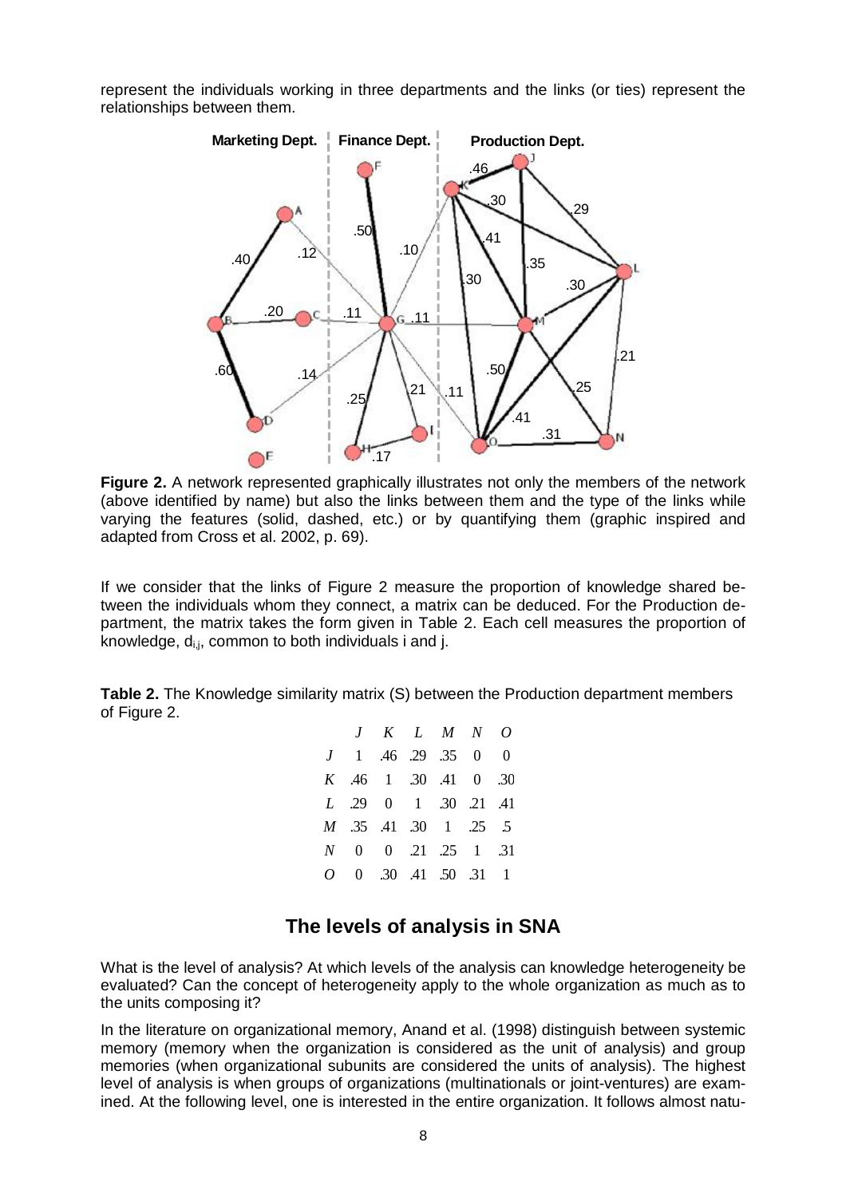represent the individuals working in three departments and the links (or ties) represent the relationships between them.

**Figure 2.** A network represented graphically illustrates not only the members of the network (above identified by name) but also the links between them and the type of the links while varying the features (solid, dashed, etc.) or by quantifying them (graphic inspired and adapted from Cross et al. 2002, p. 69).

If we consider that the links of Figure 2 measure the proportion of knowledge shared between the individuals whom they connect, a matrix can be deduced. For the Production department, the matrix takes the form given in Table 2. Each cell measures the proportion of knowledge, $d_{i,j}$, common to both individuals i and j.

**Table 2.** The Knowledge similarity matrix (S) between the Production department members of Figure 2.

| | *J* | *K* | *L* | *M* | *N* | *O* |
|---|---|---|---|---|---|---|
| *J* | 1 | .46 | .29 | .35 | 0 | 0 |
| *K* | .46 | 1 | .30 | .41 | 0 | .30 |
| *L* | .29 | 0 | 1 | .30 | .21 | .41 |
| *M* | .35 | .41 | .30 | 1 | .25 | .5 |
| *N* | 0 | 0 | .21 | .25 | 1 | .31 |
| *O* | 0 | .30 | .41 | .50 | .31 | 1 |

## The levels of analysis in SNA

What is the level of analysis? At which levels of the analysis can knowledge heterogeneity be evaluated? Can the concept of heterogeneity apply to the whole organization as much as to the units composing it?

In the literature on organizational memory, Anand et al. (1998) distinguish between systemic memory (memory when the organization is considered as the unit of analysis) and group memories (when organizational subunits are considered the units of analysis). The highest level of analysis is when groups of organizations (multinationals or joint-ventures) are examined. At the following level, one is interested in the entire organization. It follows almost natu-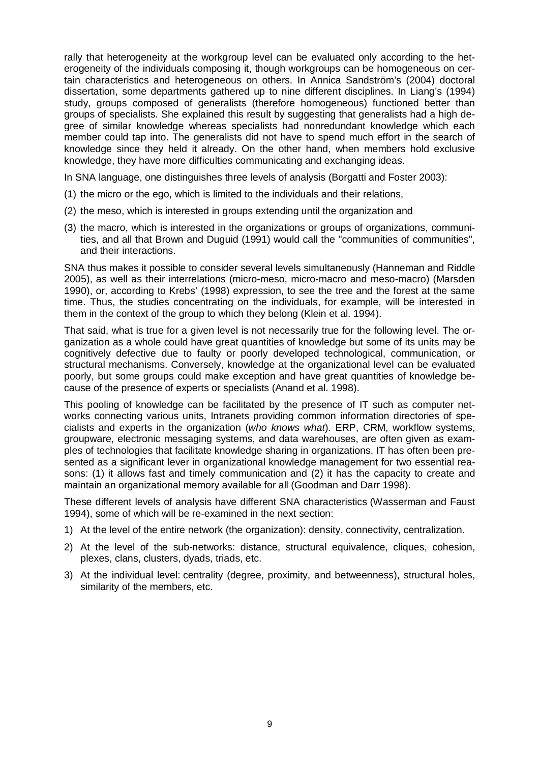rally that heterogeneity at the workgroup level can be evaluated only according to the heterogeneity of the individuals composing it, though workgroups can be homogeneous on certain characteristics and heterogeneous on others. In Annica Sandström's (2004) doctoral dissertation, some departments gathered up to nine different disciplines. In Liang's (1994) study, groups composed of generalists (therefore homogeneous) functioned better than groups of specialists. She explained this result by suggesting that generalists had a high degree of similar knowledge whereas specialists had nonredundant knowledge which each member could tap into. The generalists did not have to spend much effort in the search of knowledge since they held it already. On the other hand, when members hold exclusive knowledge, they have more difficulties communicating and exchanging ideas.

In SNA language, one distinguishes three levels of analysis (Borgatti and Foster 2003):

(1) the micro or the ego, which is limited to the individuals and their relations,

(2) the meso, which is interested in groups extending until the organization and

(3) the macro, which is interested in the organizations or groups of organizations, communities, and all that Brown and Duguid (1991) would call the "communities of communities", and their interactions.

SNA thus makes it possible to consider several levels simultaneously (Hanneman and Riddle 2005), as well as their interrelations (micro-meso, micro-macro and meso-macro) (Marsden 1990), or, according to Krebs' (1998) expression, to see the tree and the forest at the same time. Thus, the studies concentrating on the individuals, for example, will be interested in them in the context of the group to which they belong (Klein et al. 1994).

That said, what is true for a given level is not necessarily true for the following level. The organization as a whole could have great quantities of knowledge but some of its units may be cognitively defective due to faulty or poorly developed technological, communication, or structural mechanisms. Conversely, knowledge at the organizational level can be evaluated poorly, but some groups could make exception and have great quantities of knowledge because of the presence of experts or specialists (Anand et al. 1998).

This pooling of knowledge can be facilitated by the presence of IT such as computer networks connecting various units, Intranets providing common information directories of specialists and experts in the organization (*who knows what*). ERP, CRM, workflow systems, groupware, electronic messaging systems, and data warehouses, are often given as examples of technologies that facilitate knowledge sharing in organizations. IT has often been presented as a significant lever in organizational knowledge management for two essential reasons: (1) it allows fast and timely communication and (2) it has the capacity to create and maintain an organizational memory available for all (Goodman and Darr 1998).

These different levels of analysis have different SNA characteristics (Wasserman and Faust 1994), some of which will be re-examined in the next section:

1) At the level of the entire network (the organization): density, connectivity, centralization.

2) At the level of the sub-networks: distance, structural equivalence, cliques, cohesion, plexes, clans, clusters, dyads, triads, etc.

3) At the individual level: centrality (degree, proximity, and betweenness), structural holes, similarity of the members, etc.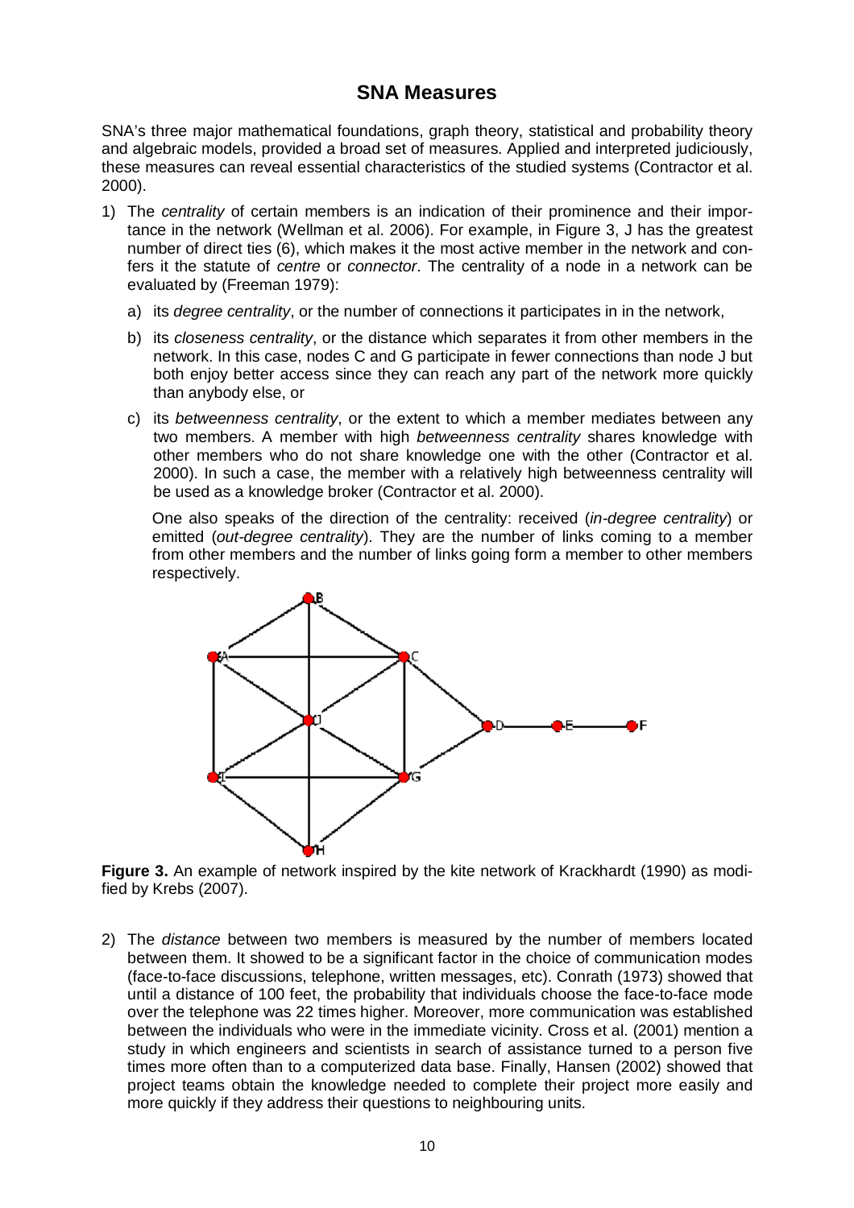## SNA Measures

SNA's three major mathematical foundations, graph theory, statistical and probability theory and algebraic models, provided a broad set of measures. Applied and interpreted judiciously, these measures can reveal essential characteristics of the studied systems (Contractor et al. 2000).

1) The *centrality* of certain members is an indication of their prominence and their importance in the network (Wellman et al. 2006). For example, in Figure 3, J has the greatest number of direct ties (6), which makes it the most active member in the network and confers it the statute of *centre* or *connector*. The centrality of a node in a network can be evaluated by (Freeman 1979):

   a) its *degree centrality*, or the number of connections it participates in in the network,

   b) its *closeness centrality*, or the distance which separates it from other members in the network. In this case, nodes C and G participate in fewer connections than node J but both enjoy better access since they can reach any part of the network more quickly than anybody else, or

   c) its *betweenness centrality*, or the extent to which a member mediates between any two members. A member with high *betweenness centrality* shares knowledge with other members who do not share knowledge one with the other (Contractor et al. 2000). In such a case, the member with a relatively high betweenness centrality will be used as a knowledge broker (Contractor et al. 2000).

   One also speaks of the direction of the centrality: received (*in-degree centrality*) or emitted (*out-degree centrality*). They are the number of links coming to a member from other members and the number of links going form a member to other members respectively.

**Figure 3.** An example of network inspired by the kite network of Krackhardt (1990) as modified by Krebs (2007).

2) The *distance* between two members is measured by the number of members located between them. It showed to be a significant factor in the choice of communication modes (face-to-face discussions, telephone, written messages, etc). Conrath (1973) showed that until a distance of 100 feet, the probability that individuals choose the face-to-face mode over the telephone was 22 times higher. Moreover, more communication was established between the individuals who were in the immediate vicinity. Cross et al. (2001) mention a study in which engineers and scientists in search of assistance turned to a person five times more often than to a computerized data base. Finally, Hansen (2002) showed that project teams obtain the knowledge needed to complete their project more easily and more quickly if they address their questions to neighbouring units.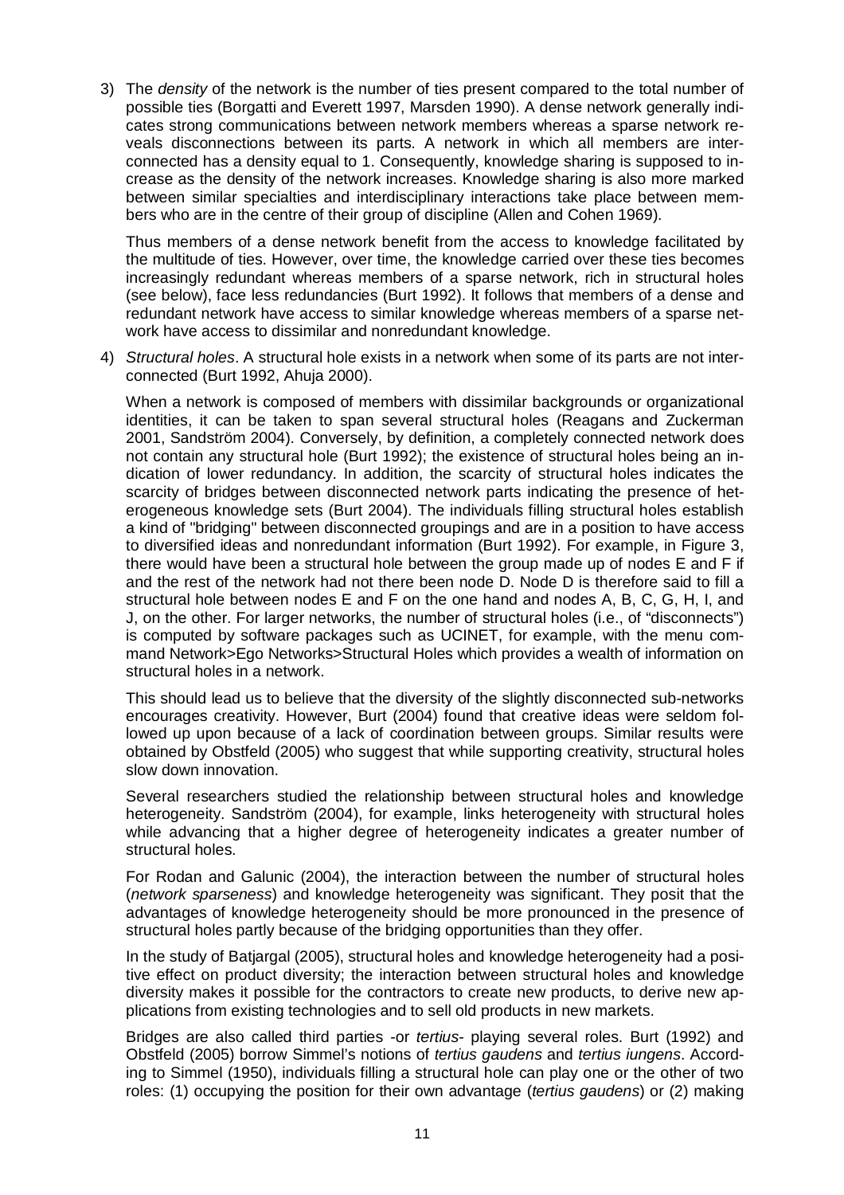3) The *density* of the network is the number of ties present compared to the total number of possible ties (Borgatti and Everett 1997, Marsden 1990). A dense network generally indicates strong communications between network members whereas a sparse network reveals disconnections between its parts. A network in which all members are interconnected has a density equal to 1. Consequently, knowledge sharing is supposed to increase as the density of the network increases. Knowledge sharing is also more marked between similar specialties and interdisciplinary interactions take place between members who are in the centre of their group of discipline (Allen and Cohen 1969).

   Thus members of a dense network benefit from the access to knowledge facilitated by the multitude of ties. However, over time, the knowledge carried over these ties becomes increasingly redundant whereas members of a sparse network, rich in structural holes (see below), face less redundancies (Burt 1992). It follows that members of a dense and redundant network have access to similar knowledge whereas members of a sparse network have access to dissimilar and nonredundant knowledge.

4) *Structural holes*. A structural hole exists in a network when some of its parts are not interconnected (Burt 1992, Ahuja 2000).

   When a network is composed of members with dissimilar backgrounds or organizational identities, it can be taken to span several structural holes (Reagans and Zuckerman 2001, Sandström 2004). Conversely, by definition, a completely connected network does not contain any structural hole (Burt 1992); the existence of structural holes being an indication of lower redundancy. In addition, the scarcity of structural holes indicates the scarcity of bridges between disconnected network parts indicating the presence of heterogeneous knowledge sets (Burt 2004). The individuals filling structural holes establish a kind of "bridging" between disconnected groupings and are in a position to have access to diversified ideas and nonredundant information (Burt 1992). For example, in Figure 3, there would have been a structural hole between the group made up of nodes E and F if and the rest of the network had not there been node D. Node D is therefore said to fill a structural hole between nodes E and F on the one hand and nodes A, B, C, G, H, I, and J, on the other. For larger networks, the number of structural holes (i.e., of "disconnects") is computed by software packages such as UCINET, for example, with the menu command Network>Ego Networks>Structural Holes which provides a wealth of information on structural holes in a network.

   This should lead us to believe that the diversity of the slightly disconnected sub-networks encourages creativity. However, Burt (2004) found that creative ideas were seldom followed up upon because of a lack of coordination between groups. Similar results were obtained by Obstfeld (2005) who suggest that while supporting creativity, structural holes slow down innovation.

   Several researchers studied the relationship between structural holes and knowledge heterogeneity. Sandström (2004), for example, links heterogeneity with structural holes while advancing that a higher degree of heterogeneity indicates a greater number of structural holes.

   For Rodan and Galunic (2004), the interaction between the number of structural holes (*network sparseness*) and knowledge heterogeneity was significant. They posit that the advantages of knowledge heterogeneity should be more pronounced in the presence of structural holes partly because of the bridging opportunities than they offer.

   In the study of Batjargal (2005), structural holes and knowledge heterogeneity had a positive effect on product diversity; the interaction between structural holes and knowledge diversity makes it possible for the contractors to create new products, to derive new applications from existing technologies and to sell old products in new markets.

   Bridges are also called third parties -or *tertius*- playing several roles. Burt (1992) and Obstfeld (2005) borrow Simmel's notions of *tertius gaudens* and *tertius iungens*. According to Simmel (1950), individuals filling a structural hole can play one or the other of two roles: (1) occupying the position for their own advantage (*tertius gaudens*) or (2) making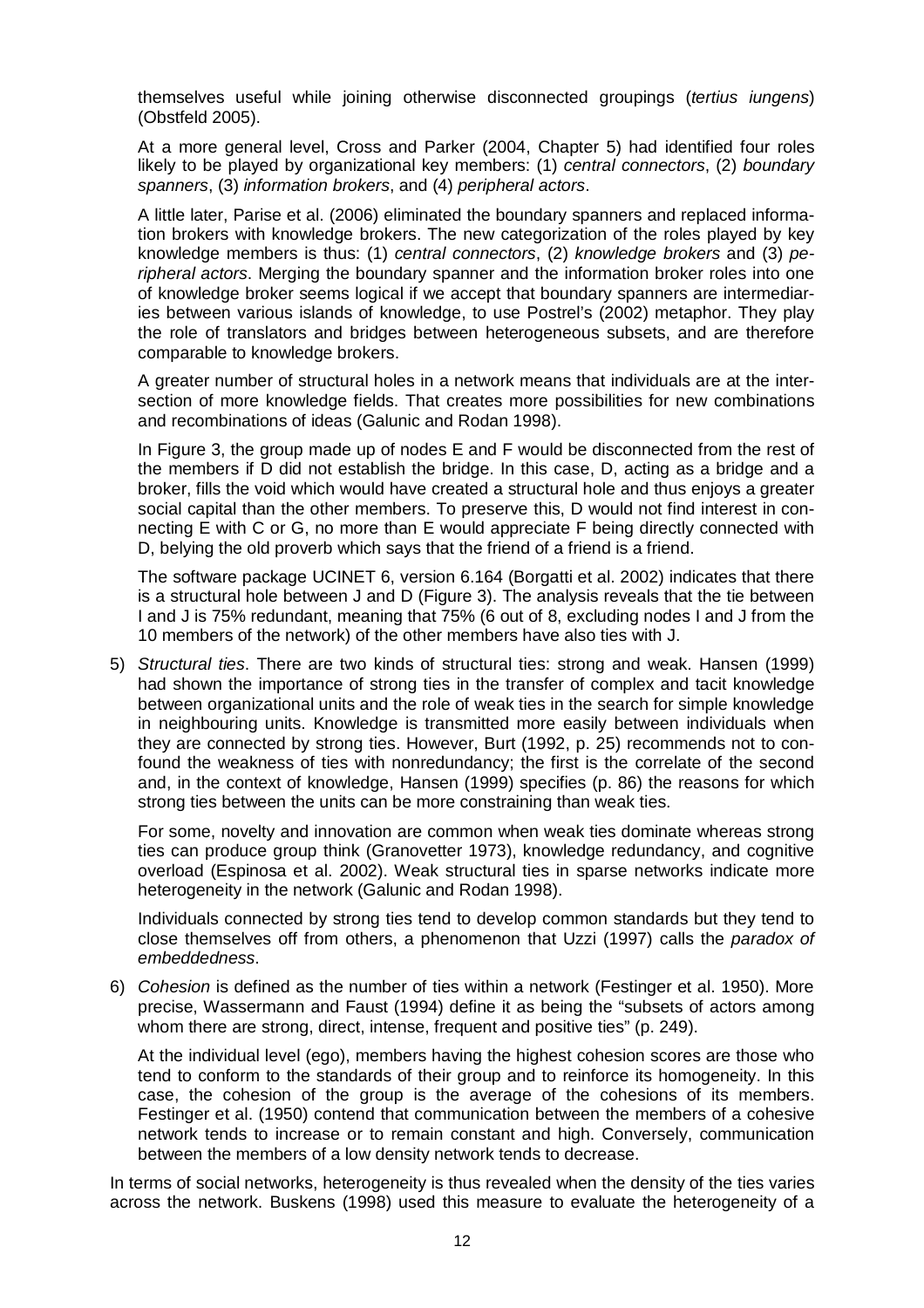themselves useful while joining otherwise disconnected groupings (*tertius iungens*) (Obstfeld 2005).

At a more general level, Cross and Parker (2004, Chapter 5) had identified four roles likely to be played by organizational key members: (1) *central connectors*, (2) *boundary spanners*, (3) *information brokers*, and (4) *peripheral actors*.

A little later, Parise et al. (2006) eliminated the boundary spanners and replaced information brokers with knowledge brokers. The new categorization of the roles played by key knowledge members is thus: (1) *central connectors*, (2) *knowledge brokers* and (3) *peripheral actors*. Merging the boundary spanner and the information broker roles into one of knowledge broker seems logical if we accept that boundary spanners are intermediaries between various islands of knowledge, to use Postrel's (2002) metaphor. They play the role of translators and bridges between heterogeneous subsets, and are therefore comparable to knowledge brokers.

A greater number of structural holes in a network means that individuals are at the intersection of more knowledge fields. That creates more possibilities for new combinations and recombinations of ideas (Galunic and Rodan 1998).

In Figure 3, the group made up of nodes E and F would be disconnected from the rest of the members if D did not establish the bridge. In this case, D, acting as a bridge and a broker, fills the void which would have created a structural hole and thus enjoys a greater social capital than the other members. To preserve this, D would not find interest in connecting E with C or G, no more than E would appreciate F being directly connected with D, belying the old proverb which says that the friend of a friend is a friend.

The software package UCINET 6, version 6.164 (Borgatti et al. 2002) indicates that there is a structural hole between J and D (Figure 3). The analysis reveals that the tie between I and J is 75% redundant, meaning that 75% (6 out of 8, excluding nodes I and J from the 10 members of the network) of the other members have also ties with J.

5) *Structural ties*. There are two kinds of structural ties: strong and weak. Hansen (1999) had shown the importance of strong ties in the transfer of complex and tacit knowledge between organizational units and the role of weak ties in the search for simple knowledge in neighbouring units. Knowledge is transmitted more easily between individuals when they are connected by strong ties. However, Burt (1992, p. 25) recommends not to confound the weakness of ties with nonredundancy; the first is the correlate of the second and, in the context of knowledge, Hansen (1999) specifies (p. 86) the reasons for which strong ties between the units can be more constraining than weak ties.

   For some, novelty and innovation are common when weak ties dominate whereas strong ties can produce group think (Granovetter 1973), knowledge redundancy, and cognitive overload (Espinosa et al. 2002). Weak structural ties in sparse networks indicate more heterogeneity in the network (Galunic and Rodan 1998).

   Individuals connected by strong ties tend to develop common standards but they tend to close themselves off from others, a phenomenon that Uzzi (1997) calls the *paradox of embeddedness*.

6) *Cohesion* is defined as the number of ties within a network (Festinger et al. 1950). More precise, Wassermann and Faust (1994) define it as being the "subsets of actors among whom there are strong, direct, intense, frequent and positive ties" (p. 249).

   At the individual level (ego), members having the highest cohesion scores are those who tend to conform to the standards of their group and to reinforce its homogeneity. In this case, the cohesion of the group is the average of the cohesions of its members. Festinger et al. (1950) contend that communication between the members of a cohesive network tends to increase or to remain constant and high. Conversely, communication between the members of a low density network tends to decrease.

In terms of social networks, heterogeneity is thus revealed when the density of the ties varies across the network. Buskens (1998) used this measure to evaluate the heterogeneity of a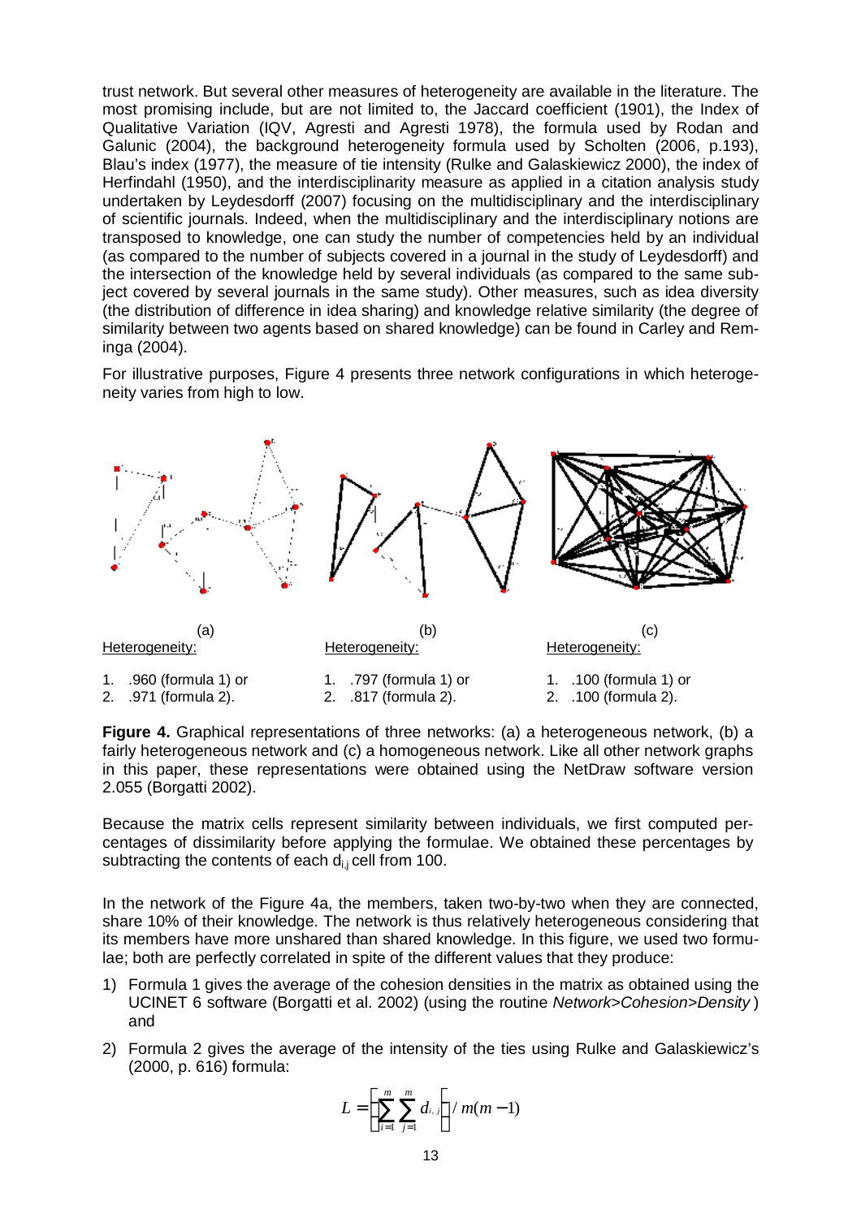trust network. But several other measures of heterogeneity are available in the literature. The most promising include, but are not limited to, the Jaccard coefficient (1901), the Index of Qualitative Variation (IQV, Agresti and Agresti 1978), the formula used by Rodan and Galunic (2004), the background heterogeneity formula used by Scholten (2006, p.193), Blau's index (1977), the measure of tie intensity (Rulke and Galaskiewicz 2000), the index of Herfindahl (1950), and the interdisciplinarity measure as applied in a citation analysis study undertaken by Leydesdorff (2007) focusing on the multidisciplinary and the interdisciplinary of scientific journals. Indeed, when the multidisciplinary and the interdisciplinary notions are transposed to knowledge, one can study the number of competencies held by an individual (as compared to the number of subjects covered in a journal in the study of Leydesdorff) and the intersection of the knowledge held by several individuals (as compared to the same subject covered by several journals in the same study). Other measures, such as idea diversity (the distribution of difference in idea sharing) and knowledge relative similarity (the degree of similarity between two agents based on shared knowledge) can be found in Carley and Reminga (2004).

For illustrative purposes, Figure 4 presents three network configurations in which heterogeneity varies from high to low.

(a)
Heterogeneity:

1. .960 (formula 1) or
2. .971 (formula 2).

(b)
Heterogeneity:

1. .797 (formula 1) or
2. .817 (formula 2).

(c)
Heterogeneity:

1. .100 (formula 1) or
2. .100 (formula 2).

**Figure 4.** Graphical representations of three networks: (a) a heterogeneous network, (b) a fairly heterogeneous network and (c) a homogeneous network. Like all other network graphs in this paper, these representations were obtained using the NetDraw software version 2.055 (Borgatti 2002).

Because the matrix cells represent similarity between individuals, we first computed percentages of dissimilarity before applying the formulae. We obtained these percentages by subtracting the contents of each $d_{i,j}$ cell from 100.

In the network of the Figure 4a, the members, taken two-by-two when they are connected, share 10% of their knowledge. The network is thus relatively heterogeneous considering that its members have more unshared than shared knowledge. In this figure, we used two formulae; both are perfectly correlated in spite of the different values that they produce:

1) Formula 1 gives the average of the cohesion densities in the matrix as obtained using the UCINET 6 software (Borgatti et al. 2002) (using the routine *Network>Cohesion>Density* ) and
2) Formula 2 gives the average of the intensity of the ties using Rulke and Galaskiewicz's (2000, p. 616) formula:

$$L = \left[ \sum_{i=1}^{m} \sum_{j=1}^{m} d_{i,j} \right] / m(m-1)$$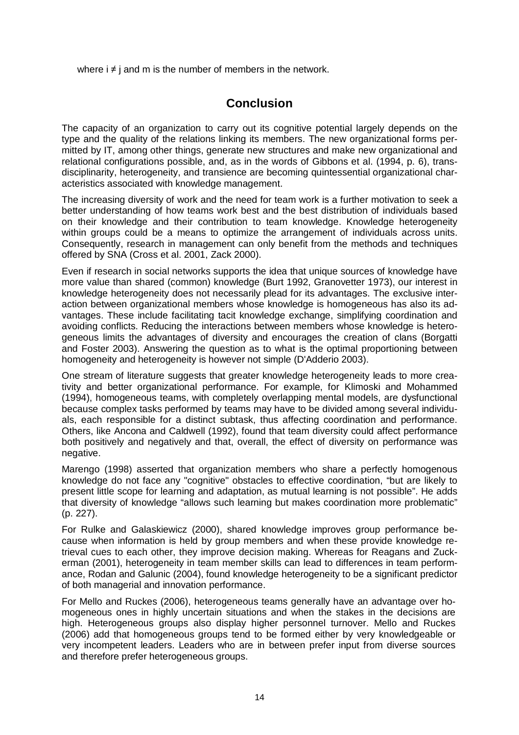where $i \neq j$ and m is the number of members in the network.

## Conclusion

The capacity of an organization to carry out its cognitive potential largely depends on the type and the quality of the relations linking its members. The new organizational forms permitted by IT, among other things, generate new structures and make new organizational and relational configurations possible, and, as in the words of Gibbons et al. (1994, p. 6), transdisciplinarity, heterogeneity, and transience are becoming quintessential organizational characteristics associated with knowledge management.

The increasing diversity of work and the need for team work is a further motivation to seek a better understanding of how teams work best and the best distribution of individuals based on their knowledge and their contribution to team knowledge. Knowledge heterogeneity within groups could be a means to optimize the arrangement of individuals across units. Consequently, research in management can only benefit from the methods and techniques offered by SNA (Cross et al. 2001, Zack 2000).

Even if research in social networks supports the idea that unique sources of knowledge have more value than shared (common) knowledge (Burt 1992, Granovetter 1973), our interest in knowledge heterogeneity does not necessarily plead for its advantages. The exclusive interaction between organizational members whose knowledge is homogeneous has also its advantages. These include facilitating tacit knowledge exchange, simplifying coordination and avoiding conflicts. Reducing the interactions between members whose knowledge is heterogeneous limits the advantages of diversity and encourages the creation of clans (Borgatti and Foster 2003). Answering the question as to what is the optimal proportioning between homogeneity and heterogeneity is however not simple (D'Adderio 2003).

One stream of literature suggests that greater knowledge heterogeneity leads to more creativity and better organizational performance. For example, for Klimoski and Mohammed (1994), homogeneous teams, with completely overlapping mental models, are dysfunctional because complex tasks performed by teams may have to be divided among several individuals, each responsible for a distinct subtask, thus affecting coordination and performance. Others, like Ancona and Caldwell (1992), found that team diversity could affect performance both positively and negatively and that, overall, the effect of diversity on performance was negative.

Marengo (1998) asserted that organization members who share a perfectly homogenous knowledge do not face any "cognitive" obstacles to effective coordination, "but are likely to present little scope for learning and adaptation, as mutual learning is not possible". He adds that diversity of knowledge "allows such learning but makes coordination more problematic" (p. 227).

For Rulke and Galaskiewicz (2000), shared knowledge improves group performance because when information is held by group members and when these provide knowledge retrieval cues to each other, they improve decision making. Whereas for Reagans and Zuckerman (2001), heterogeneity in team member skills can lead to differences in team performance, Rodan and Galunic (2004), found knowledge heterogeneity to be a significant predictor of both managerial and innovation performance.

For Mello and Ruckes (2006), heterogeneous teams generally have an advantage over homogeneous ones in highly uncertain situations and when the stakes in the decisions are high. Heterogeneous groups also display higher personnel turnover. Mello and Ruckes (2006) add that homogeneous groups tend to be formed either by very knowledgeable or very incompetent leaders. Leaders who are in between prefer input from diverse sources and therefore prefer heterogeneous groups.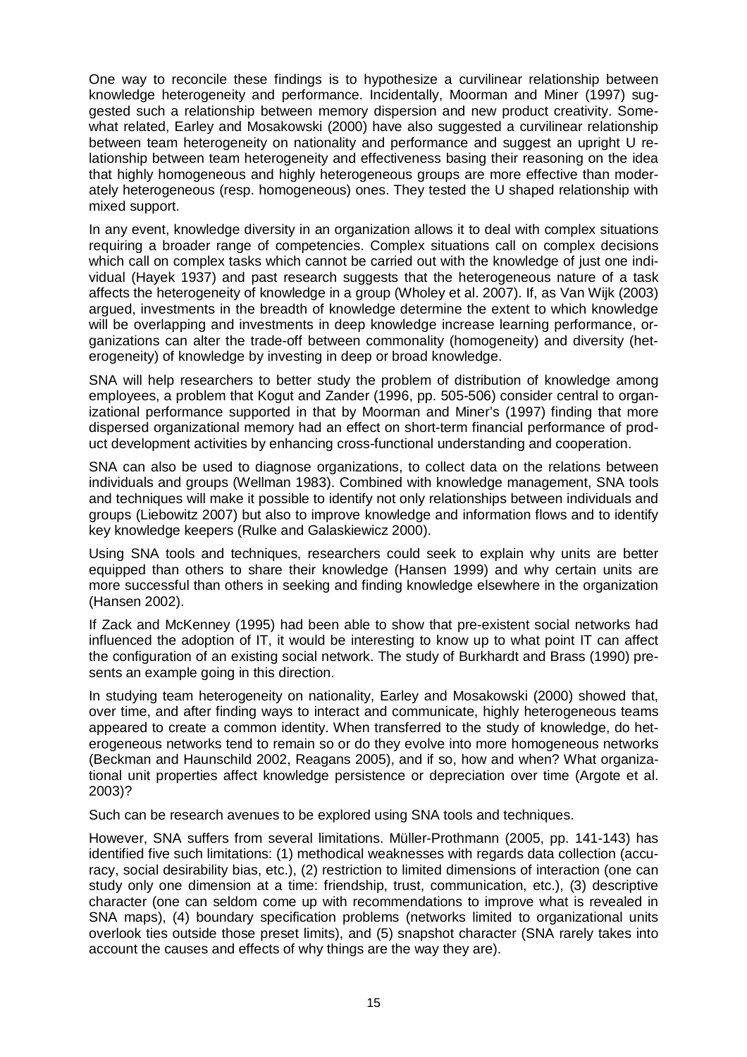One way to reconcile these findings is to hypothesize a curvilinear relationship between knowledge heterogeneity and performance. Incidentally, Moorman and Miner (1997) suggested such a relationship between memory dispersion and new product creativity. Somewhat related, Earley and Mosakowski (2000) have also suggested a curvilinear relationship between team heterogeneity on nationality and performance and suggest an upright U relationship between team heterogeneity and effectiveness basing their reasoning on the idea that highly homogeneous and highly heterogeneous groups are more effective than moderately heterogeneous (resp. homogeneous) ones. They tested the U shaped relationship with mixed support.

In any event, knowledge diversity in an organization allows it to deal with complex situations requiring a broader range of competencies. Complex situations call on complex decisions which call on complex tasks which cannot be carried out with the knowledge of just one individual (Hayek 1937) and past research suggests that the heterogeneous nature of a task affects the heterogeneity of knowledge in a group (Wholey et al. 2007). If, as Van Wijk (2003) argued, investments in the breadth of knowledge determine the extent to which knowledge will be overlapping and investments in deep knowledge increase learning performance, organizations can alter the trade-off between commonality (homogeneity) and diversity (heterogeneity) of knowledge by investing in deep or broad knowledge.

SNA will help researchers to better study the problem of distribution of knowledge among employees, a problem that Kogut and Zander (1996, pp. 505-506) consider central to organizational performance supported in that by Moorman and Miner's (1997) finding that more dispersed organizational memory had an effect on short-term financial performance of product development activities by enhancing cross-functional understanding and cooperation.

SNA can also be used to diagnose organizations, to collect data on the relations between individuals and groups (Wellman 1983). Combined with knowledge management, SNA tools and techniques will make it possible to identify not only relationships between individuals and groups (Liebowitz 2007) but also to improve knowledge and information flows and to identify key knowledge keepers (Rulke and Galaskiewicz 2000).

Using SNA tools and techniques, researchers could seek to explain why units are better equipped than others to share their knowledge (Hansen 1999) and why certain units are more successful than others in seeking and finding knowledge elsewhere in the organization (Hansen 2002).

If Zack and McKenney (1995) had been able to show that pre-existent social networks had influenced the adoption of IT, it would be interesting to know up to what point IT can affect the configuration of an existing social network. The study of Burkhardt and Brass (1990) presents an example going in this direction.

In studying team heterogeneity on nationality, Earley and Mosakowski (2000) showed that, over time, and after finding ways to interact and communicate, highly heterogeneous teams appeared to create a common identity. When transferred to the study of knowledge, do heterogeneous networks tend to remain so or do they evolve into more homogeneous networks (Beckman and Haunschild 2002, Reagans 2005), and if so, how and when? What organizational unit properties affect knowledge persistence or depreciation over time (Argote et al. 2003)?

Such can be research avenues to be explored using SNA tools and techniques.

However, SNA suffers from several limitations. Müller-Prothmann (2005, pp. 141-143) has identified five such limitations: (1) methodical weaknesses with regards data collection (accuracy, social desirability bias, etc.), (2) restriction to limited dimensions of interaction (one can study only one dimension at a time: friendship, trust, communication, etc.), (3) descriptive character (one can seldom come up with recommendations to improve what is revealed in SNA maps), (4) boundary specification problems (networks limited to organizational units overlook ties outside those preset limits), and (5) snapshot character (SNA rarely takes into account the causes and effects of why things are the way they are).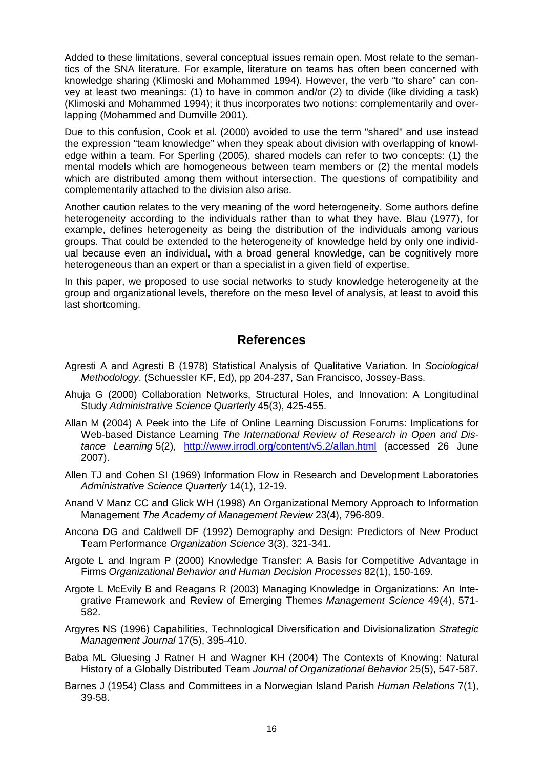Added to these limitations, several conceptual issues remain open. Most relate to the semantics of the SNA literature. For example, literature on teams has often been concerned with knowledge sharing (Klimoski and Mohammed 1994). However, the verb "to share" can convey at least two meanings: (1) to have in common and/or (2) to divide (like dividing a task) (Klimoski and Mohammed 1994); it thus incorporates two notions: complementarily and overlapping (Mohammed and Dumville 2001).

Due to this confusion, Cook et al. (2000) avoided to use the term "shared" and use instead the expression "team knowledge" when they speak about division with overlapping of knowledge within a team. For Sperling (2005), shared models can refer to two concepts: (1) the mental models which are homogeneous between team members or (2) the mental models which are distributed among them without intersection. The questions of compatibility and complementarily attached to the division also arise.

Another caution relates to the very meaning of the word heterogeneity. Some authors define heterogeneity according to the individuals rather than to what they have. Blau (1977), for example, defines heterogeneity as being the distribution of the individuals among various groups. That could be extended to the heterogeneity of knowledge held by only one individual because even an individual, with a broad general knowledge, can be cognitively more heterogeneous than an expert or than a specialist in a given field of expertise.

In this paper, we proposed to use social networks to study knowledge heterogeneity at the group and organizational levels, therefore on the meso level of analysis, at least to avoid this last shortcoming.

## References

Agresti A and Agresti B (1978) Statistical Analysis of Qualitative Variation. In *Sociological Methodology*. (Schuessler KF, Ed), pp 204-237, San Francisco, Jossey-Bass.

Ahuja G (2000) Collaboration Networks, Structural Holes, and Innovation: A Longitudinal Study *Administrative Science Quarterly* 45(3), 425-455.

Allan M (2004) A Peek into the Life of Online Learning Discussion Forums: Implications for Web-based Distance Learning *The International Review of Research in Open and Distance Learning* 5(2), http://www.irrodl.org/content/v5.2/allan.html (accessed 26 June 2007).

Allen TJ and Cohen SI (1969) Information Flow in Research and Development Laboratories *Administrative Science Quarterly* 14(1), 12-19.

Anand V Manz CC and Glick WH (1998) An Organizational Memory Approach to Information Management *The Academy of Management Review* 23(4), 796-809.

Ancona DG and Caldwell DF (1992) Demography and Design: Predictors of New Product Team Performance *Organization Science* 3(3), 321-341.

Argote L and Ingram P (2000) Knowledge Transfer: A Basis for Competitive Advantage in Firms *Organizational Behavior and Human Decision Processes* 82(1), 150-169.

Argote L McEvily B and Reagans R (2003) Managing Knowledge in Organizations: An Integrative Framework and Review of Emerging Themes *Management Science* 49(4), 571-582.

Argyres NS (1996) Capabilities, Technological Diversification and Divisionalization *Strategic Management Journal* 17(5), 395-410.

Baba ML Gluesing J Ratner H and Wagner KH (2004) The Contexts of Knowing: Natural History of a Globally Distributed Team *Journal of Organizational Behavior* 25(5), 547-587.

Barnes J (1954) Class and Committees in a Norwegian Island Parish *Human Relations* 7(1), 39-58.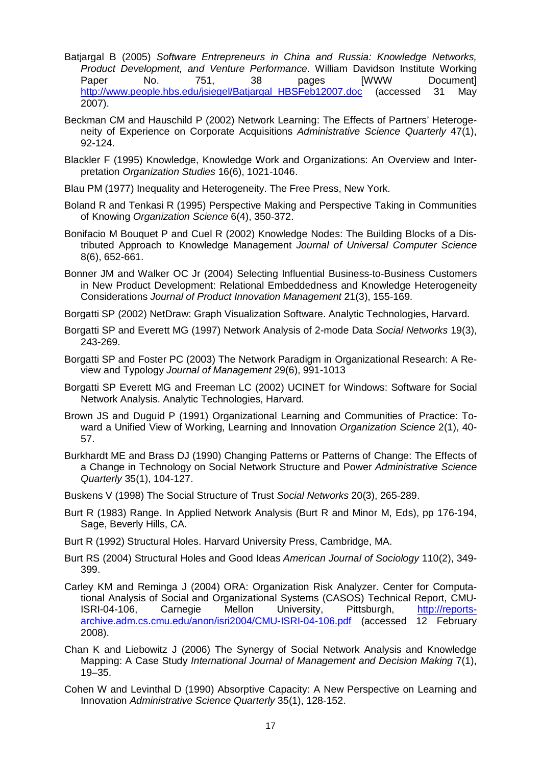Batjargal B (2005) *Software Entrepreneurs in China and Russia: Knowledge Networks, Product Development, and Venture Performance*. William Davidson Institute Working Paper No. 751, 38 pages [WWW Document] http://www.people.hbs.edu/jsiegel/Batjargal_HBSFeb12007.doc (accessed 31 May 2007).

Beckman CM and Hauschild P (2002) Network Learning: The Effects of Partners' Heterogeneity of Experience on Corporate Acquisitions *Administrative Science Quarterly* 47(1), 92-124.

Blackler F (1995) Knowledge, Knowledge Work and Organizations: An Overview and Interpretation *Organization Studies* 16(6), 1021-1046.

Blau PM (1977) Inequality and Heterogeneity. The Free Press, New York.

Boland R and Tenkasi R (1995) Perspective Making and Perspective Taking in Communities of Knowing *Organization Science* 6(4), 350-372.

Bonifacio M Bouquet P and Cuel R (2002) Knowledge Nodes: The Building Blocks of a Distributed Approach to Knowledge Management *Journal of Universal Computer Science* 8(6), 652-661.

Bonner JM and Walker OC Jr (2004) Selecting Influential Business-to-Business Customers in New Product Development: Relational Embeddedness and Knowledge Heterogeneity Considerations *Journal of Product Innovation Management* 21(3), 155-169.

Borgatti SP (2002) NetDraw: Graph Visualization Software. Analytic Technologies, Harvard.

Borgatti SP and Everett MG (1997) Network Analysis of 2-mode Data *Social Networks* 19(3), 243-269.

Borgatti SP and Foster PC (2003) The Network Paradigm in Organizational Research: A Review and Typology *Journal of Management* 29(6), 991-1013

Borgatti SP Everett MG and Freeman LC (2002) UCINET for Windows: Software for Social Network Analysis. Analytic Technologies, Harvard.

Brown JS and Duguid P (1991) Organizational Learning and Communities of Practice: Toward a Unified View of Working, Learning and Innovation *Organization Science* 2(1), 40-57.

Burkhardt ME and Brass DJ (1990) Changing Patterns or Patterns of Change: The Effects of a Change in Technology on Social Network Structure and Power *Administrative Science Quarterly* 35(1), 104-127.

Buskens V (1998) The Social Structure of Trust *Social Networks* 20(3), 265-289.

Burt R (1983) Range. In Applied Network Analysis (Burt R and Minor M, Eds), pp 176-194, Sage, Beverly Hills, CA.

Burt R (1992) Structural Holes. Harvard University Press, Cambridge, MA.

Burt RS (2004) Structural Holes and Good Ideas *American Journal of Sociology* 110(2), 349-399.

Carley KM and Reminga J (2004) ORA: Organization Risk Analyzer. Center for Computational Analysis of Social and Organizational Systems (CASOS) Technical Report, CMU-ISRI-04-106, Carnegie Mellon University, Pittsburgh, http://reports-archive.adm.cs.cmu.edu/anon/isri2004/CMU-ISRI-04-106.pdf (accessed 12 February 2008).

Chan K and Liebowitz J (2006) The Synergy of Social Network Analysis and Knowledge Mapping: A Case Study *International Journal of Management and Decision Making* 7(1), 19–35.

Cohen W and Levinthal D (1990) Absorptive Capacity: A New Perspective on Learning and Innovation *Administrative Science Quarterly* 35(1), 128-152.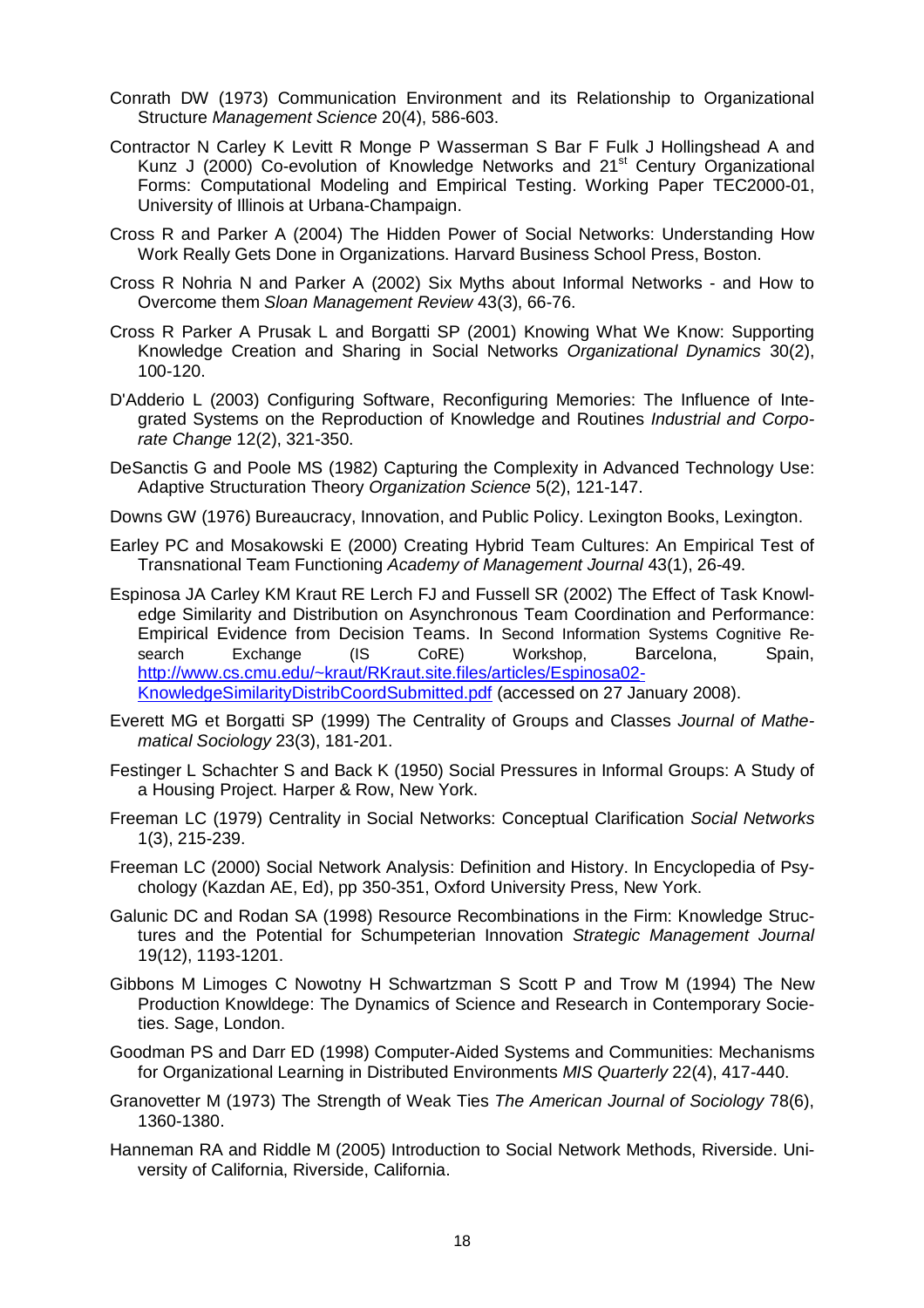Conrath DW (1973) Communication Environment and its Relationship to Organizational Structure *Management Science* 20(4), 586-603.

Contractor N Carley K Levitt R Monge P Wasserman S Bar F Fulk J Hollingshead A and Kunz J (2000) Co-evolution of Knowledge Networks and 21st Century Organizational Forms: Computational Modeling and Empirical Testing. Working Paper TEC2000-01, University of Illinois at Urbana-Champaign.

Cross R and Parker A (2004) The Hidden Power of Social Networks: Understanding How Work Really Gets Done in Organizations. Harvard Business School Press, Boston.

Cross R Nohria N and Parker A (2002) Six Myths about Informal Networks - and How to Overcome them *Sloan Management Review* 43(3), 66-76.

Cross R Parker A Prusak L and Borgatti SP (2001) Knowing What We Know: Supporting Knowledge Creation and Sharing in Social Networks *Organizational Dynamics* 30(2), 100-120.

D'Adderio L (2003) Configuring Software, Reconfiguring Memories: The Influence of Integrated Systems on the Reproduction of Knowledge and Routines *Industrial and Corporate Change* 12(2), 321-350.

DeSanctis G and Poole MS (1982) Capturing the Complexity in Advanced Technology Use: Adaptive Structuration Theory *Organization Science* 5(2), 121-147.

Downs GW (1976) Bureaucracy, Innovation, and Public Policy. Lexington Books, Lexington.

Earley PC and Mosakowski E (2000) Creating Hybrid Team Cultures: An Empirical Test of Transnational Team Functioning *Academy of Management Journal* 43(1), 26-49.

Espinosa JA Carley KM Kraut RE Lerch FJ and Fussell SR (2002) The Effect of Task Knowledge Similarity and Distribution on Asynchronous Team Coordination and Performance: Empirical Evidence from Decision Teams. In Second Information Systems Cognitive Research Exchange (IS CoRE) Workshop, Barcelona, Spain, http://www.cs.cmu.edu/~kraut/RKraut.site.files/articles/Espinosa02-KnowledgeSimilarityDistribCoordSubmitted.pdf (accessed on 27 January 2008).

Everett MG et Borgatti SP (1999) The Centrality of Groups and Classes *Journal of Mathematical Sociology* 23(3), 181-201.

Festinger L Schachter S and Back K (1950) Social Pressures in Informal Groups: A Study of a Housing Project. Harper & Row, New York.

Freeman LC (1979) Centrality in Social Networks: Conceptual Clarification *Social Networks* 1(3), 215-239.

Freeman LC (2000) Social Network Analysis: Definition and History. In Encyclopedia of Psychology (Kazdan AE, Ed), pp 350-351, Oxford University Press, New York.

Galunic DC and Rodan SA (1998) Resource Recombinations in the Firm: Knowledge Structures and the Potential for Schumpeterian Innovation *Strategic Management Journal* 19(12), 1193-1201.

Gibbons M Limoges C Nowotny H Schwartzman S Scott P and Trow M (1994) The New Production Knowldege: The Dynamics of Science and Research in Contemporary Societies. Sage, London.

Goodman PS and Darr ED (1998) Computer-Aided Systems and Communities: Mechanisms for Organizational Learning in Distributed Environments *MIS Quarterly* 22(4), 417-440.

Granovetter M (1973) The Strength of Weak Ties *The American Journal of Sociology* 78(6), 1360-1380.

Hanneman RA and Riddle M (2005) Introduction to Social Network Methods, Riverside. University of California, Riverside, California.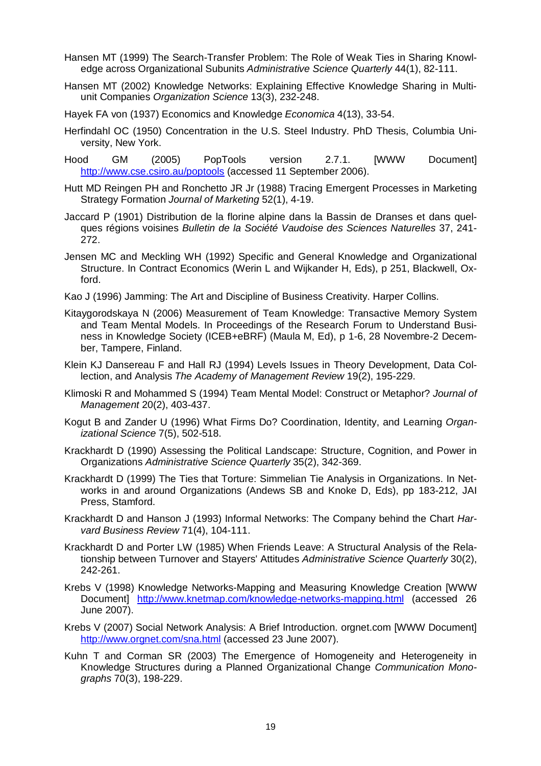Hansen MT (1999) The Search-Transfer Problem: The Role of Weak Ties in Sharing Knowledge across Organizational Subunits *Administrative Science Quarterly* 44(1), 82-111.

Hansen MT (2002) Knowledge Networks: Explaining Effective Knowledge Sharing in Multi-unit Companies *Organization Science* 13(3), 232-248.

Hayek FA von (1937) Economics and Knowledge *Economica* 4(13), 33-54.

Herfindahl OC (1950) Concentration in the U.S. Steel Industry. PhD Thesis, Columbia University, New York.

Hood GM (2005) PopTools version 2.7.1. [WWW Document] http://www.cse.csiro.au/poptools (accessed 11 September 2006).

Hutt MD Reingen PH and Ronchetto JR Jr (1988) Tracing Emergent Processes in Marketing Strategy Formation *Journal of Marketing* 52(1), 4-19.

Jaccard P (1901) Distribution de la florine alpine dans la Bassin de Dranses et dans quelques régions voisines *Bulletin de la Société Vaudoise des Sciences Naturelles* 37, 241-272.

Jensen MC and Meckling WH (1992) Specific and General Knowledge and Organizational Structure. In Contract Economics (Werin L and Wijkander H, Eds), p 251, Blackwell, Oxford.

Kao J (1996) Jamming: The Art and Discipline of Business Creativity. Harper Collins.

Kitaygorodskaya N (2006) Measurement of Team Knowledge: Transactive Memory System and Team Mental Models. In Proceedings of the Research Forum to Understand Business in Knowledge Society (ICEB+eBRF) (Maula M, Ed), p 1-6, 28 Novembre-2 December, Tampere, Finland.

Klein KJ Dansereau F and Hall RJ (1994) Levels Issues in Theory Development, Data Collection, and Analysis *The Academy of Management Review* 19(2), 195-229.

Klimoski R and Mohammed S (1994) Team Mental Model: Construct or Metaphor? *Journal of Management* 20(2), 403-437.

Kogut B and Zander U (1996) What Firms Do? Coordination, Identity, and Learning *Organizational Science* 7(5), 502-518.

Krackhardt D (1990) Assessing the Political Landscape: Structure, Cognition, and Power in Organizations *Administrative Science Quarterly* 35(2), 342-369.

Krackhardt D (1999) The Ties that Torture: Simmelian Tie Analysis in Organizations. In Networks in and around Organizations (Andews SB and Knoke D, Eds), pp 183-212, JAI Press, Stamford.

Krackhardt D and Hanson J (1993) Informal Networks: The Company behind the Chart *Harvard Business Review* 71(4), 104-111.

Krackhardt D and Porter LW (1985) When Friends Leave: A Structural Analysis of the Relationship between Turnover and Stayers' Attitudes *Administrative Science Quarterly* 30(2), 242-261.

Krebs V (1998) Knowledge Networks-Mapping and Measuring Knowledge Creation [WWW Document] http://www.knetmap.com/knowledge-networks-mapping.html (accessed 26 June 2007).

Krebs V (2007) Social Network Analysis: A Brief Introduction. orgnet.com [WWW Document] http://www.orgnet.com/sna.html (accessed 23 June 2007).

Kuhn T and Corman SR (2003) The Emergence of Homogeneity and Heterogeneity in Knowledge Structures during a Planned Organizational Change *Communication Monographs* 70(3), 198-229.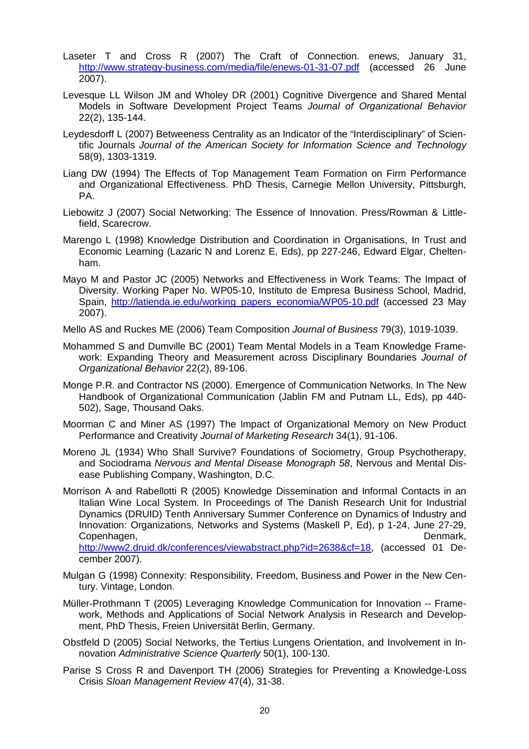Laseter T and Cross R (2007) The Craft of Connection. enews, January 31, http://www.strategy-business.com/media/file/enews-01-31-07.pdf (accessed 26 June 2007).

Levesque LL Wilson JM and Wholey DR (2001) Cognitive Divergence and Shared Mental Models in Software Development Project Teams *Journal of Organizational Behavior* 22(2), 135-144.

Leydesdorff L (2007) Betweeness Centrality as an Indicator of the "Interdisciplinary" of Scientific Journals *Journal of the American Society for Information Science and Technology* 58(9), 1303-1319.

Liang DW (1994) The Effects of Top Management Team Formation on Firm Performance and Organizational Effectiveness. PhD Thesis, Carnegie Mellon University, Pittsburgh, PA.

Liebowitz J (2007) Social Networking: The Essence of Innovation. Press/Rowman & Littlefield, Scarecrow.

Marengo L (1998) Knowledge Distribution and Coordination in Organisations, In Trust and Economic Learning (Lazaric N and Lorenz E, Eds), pp 227-246, Edward Elgar, Cheltenham.

Mayo M and Pastor JC (2005) Networks and Effectiveness in Work Teams: The Impact of Diversity. Working Paper No. WP05-10, Instituto de Empresa Business School, Madrid, Spain, http://latienda.ie.edu/working_papers_economia/WP05-10.pdf (accessed 23 May 2007).

Mello AS and Ruckes ME (2006) Team Composition *Journal of Business* 79(3), 1019-1039.

Mohammed S and Dumville BC (2001) Team Mental Models in a Team Knowledge Framework: Expanding Theory and Measurement across Disciplinary Boundaries *Journal of Organizational Behavior* 22(2), 89-106.

Monge P.R. and Contractor NS (2000). Emergence of Communication Networks. In The New Handbook of Organizational Communication (Jablin FM and Putnam LL, Eds), pp 440-502), Sage, Thousand Oaks.

Moorman C and Miner AS (1997) The Impact of Organizational Memory on New Product Performance and Creativity *Journal of Marketing Research* 34(1), 91-106.

Moreno JL (1934) Who Shall Survive? Foundations of Sociometry, Group Psychotherapy, and Sociodrama *Nervous and Mental Disease Monograph 58*, Nervous and Mental Disease Publishing Company, Washington, D.C.

Morrison A and Rabellotti R (2005) Knowledge Dissemination and Informal Contacts in an Italian Wine Local System. In Proceedings of The Danish Research Unit for Industrial Dynamics (DRUID) Tenth Anniversary Summer Conference on Dynamics of Industry and Innovation: Organizations, Networks and Systems (Maskell P, Ed), p 1-24, June 27-29, Copenhagen, Denmark, http://www2.druid.dk/conferences/viewabstract.php?id=2638&cf=18, (accessed 01 December 2007).

Mulgan G (1998) Connexity: Responsibility, Freedom, Business and Power in the New Century. Vintage, London.

Müller-Prothmann T (2005) Leveraging Knowledge Communication for Innovation -- Framework, Methods and Applications of Social Network Analysis in Research and Development, PhD Thesis, Freien Universität Berlin, Germany.

Obstfeld D (2005) Social Networks, the Tertius Lungens Orientation, and Involvement in Innovation *Administrative Science Quarterly* 50(1), 100-130.

Parise S Cross R and Davenport TH (2006) Strategies for Preventing a Knowledge-Loss Crisis *Sloan Management Review* 47(4), 31-38.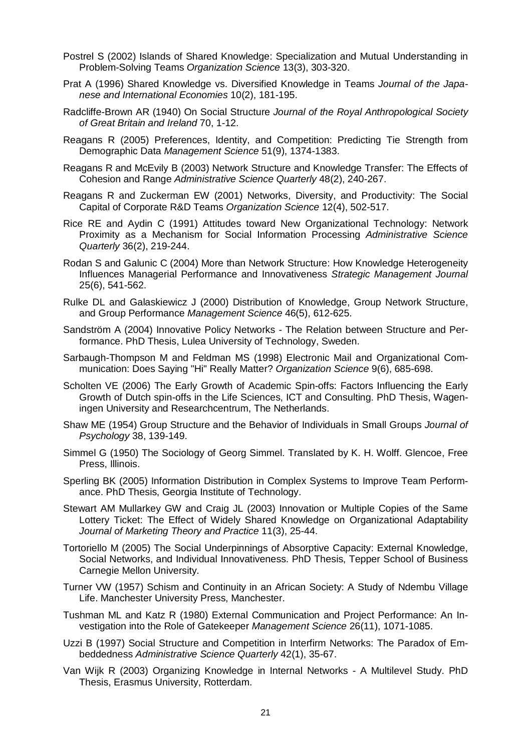Postrel S (2002) Islands of Shared Knowledge: Specialization and Mutual Understanding in Problem-Solving Teams *Organization Science* 13(3), 303-320.

Prat A (1996) Shared Knowledge vs. Diversified Knowledge in Teams *Journal of the Japanese and International Economies* 10(2), 181-195.

Radcliffe-Brown AR (1940) On Social Structure *Journal of the Royal Anthropological Society of Great Britain and Ireland* 70, 1-12.

Reagans R (2005) Preferences, Identity, and Competition: Predicting Tie Strength from Demographic Data *Management Science* 51(9), 1374-1383.

Reagans R and McEvily B (2003) Network Structure and Knowledge Transfer: The Effects of Cohesion and Range *Administrative Science Quarterly* 48(2), 240-267.

Reagans R and Zuckerman EW (2001) Networks, Diversity, and Productivity: The Social Capital of Corporate R&D Teams *Organization Science* 12(4), 502-517.

Rice RE and Aydin C (1991) Attitudes toward New Organizational Technology: Network Proximity as a Mechanism for Social Information Processing *Administrative Science Quarterly* 36(2), 219-244.

Rodan S and Galunic C (2004) More than Network Structure: How Knowledge Heterogeneity Influences Managerial Performance and Innovativeness *Strategic Management Journal* 25(6), 541-562.

Rulke DL and Galaskiewicz J (2000) Distribution of Knowledge, Group Network Structure, and Group Performance *Management Science* 46(5), 612-625.

Sandström A (2004) Innovative Policy Networks - The Relation between Structure and Performance. PhD Thesis, Lulea University of Technology, Sweden.

Sarbaugh-Thompson M and Feldman MS (1998) Electronic Mail and Organizational Communication: Does Saying "Hi" Really Matter? *Organization Science* 9(6), 685-698.

Scholten VE (2006) The Early Growth of Academic Spin-offs: Factors Influencing the Early Growth of Dutch spin-offs in the Life Sciences, ICT and Consulting. PhD Thesis, Wageningen University and Researchcentrum, The Netherlands.

Shaw ME (1954) Group Structure and the Behavior of Individuals in Small Groups *Journal of Psychology* 38, 139-149.

Simmel G (1950) The Sociology of Georg Simmel. Translated by K. H. Wolff. Glencoe, Free Press, Illinois.

Sperling BK (2005) Information Distribution in Complex Systems to Improve Team Performance. PhD Thesis, Georgia Institute of Technology.

Stewart AM Mullarkey GW and Craig JL (2003) Innovation or Multiple Copies of the Same Lottery Ticket: The Effect of Widely Shared Knowledge on Organizational Adaptability *Journal of Marketing Theory and Practice* 11(3), 25-44.

Tortoriello M (2005) The Social Underpinnings of Absorptive Capacity: External Knowledge, Social Networks, and Individual Innovativeness. PhD Thesis, Tepper School of Business Carnegie Mellon University.

Turner VW (1957) Schism and Continuity in an African Society: A Study of Ndembu Village Life. Manchester University Press, Manchester.

Tushman ML and Katz R (1980) External Communication and Project Performance: An Investigation into the Role of Gatekeeper *Management Science* 26(11), 1071-1085.

Uzzi B (1997) Social Structure and Competition in Interfirm Networks: The Paradox of Embeddedness *Administrative Science Quarterly* 42(1), 35-67.

Van Wijk R (2003) Organizing Knowledge in Internal Networks - A Multilevel Study. PhD Thesis, Erasmus University, Rotterdam.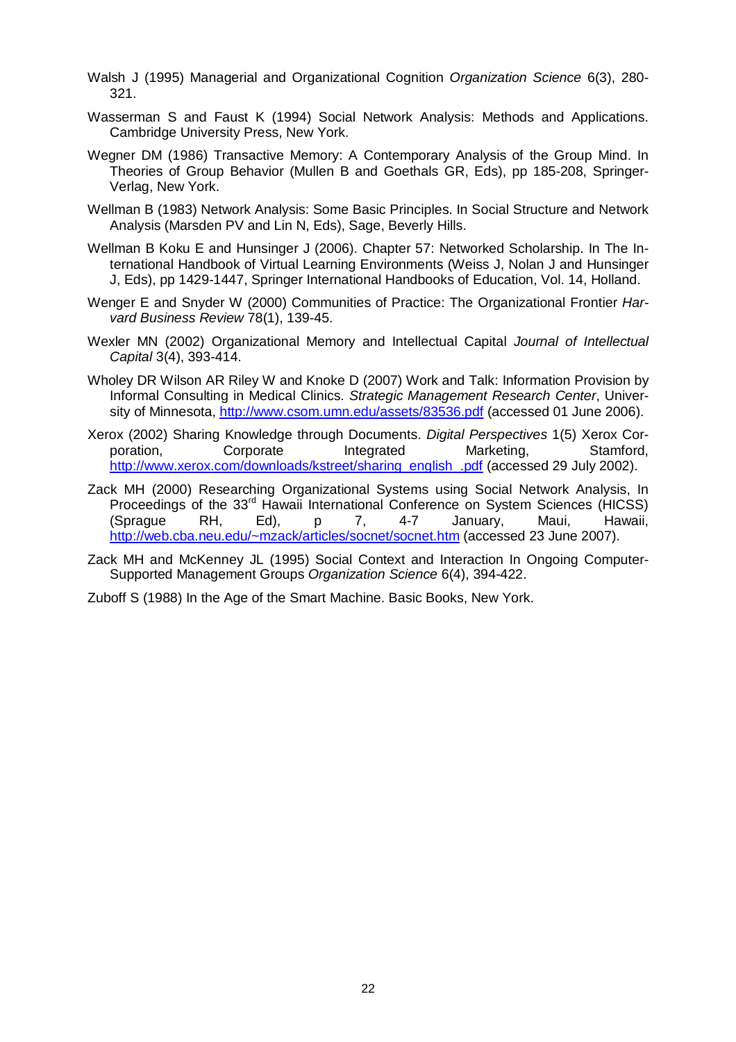Walsh J (1995) Managerial and Organizational Cognition *Organization Science* 6(3), 280-321.

Wasserman S and Faust K (1994) Social Network Analysis: Methods and Applications. Cambridge University Press, New York.

Wegner DM (1986) Transactive Memory: A Contemporary Analysis of the Group Mind. In Theories of Group Behavior (Mullen B and Goethals GR, Eds), pp 185-208, Springer-Verlag, New York.

Wellman B (1983) Network Analysis: Some Basic Principles. In Social Structure and Network Analysis (Marsden PV and Lin N, Eds), Sage, Beverly Hills.

Wellman B Koku E and Hunsinger J (2006). Chapter 57: Networked Scholarship. In The International Handbook of Virtual Learning Environments (Weiss J, Nolan J and Hunsinger J, Eds), pp 1429-1447, Springer International Handbooks of Education, Vol. 14, Holland.

Wenger E and Snyder W (2000) Communities of Practice: The Organizational Frontier *Harvard Business Review* 78(1), 139-45.

Wexler MN (2002) Organizational Memory and Intellectual Capital *Journal of Intellectual Capital* 3(4), 393-414.

Wholey DR Wilson AR Riley W and Knoke D (2007) Work and Talk: Information Provision by Informal Consulting in Medical Clinics. *Strategic Management Research Center*, University of Minnesota, http://www.csom.umn.edu/assets/83536.pdf (accessed 01 June 2006).

Xerox (2002) Sharing Knowledge through Documents. *Digital Perspectives* 1(5) Xerox Corporation, Corporate Integrated Marketing, Stamford, http://www.xerox.com/downloads/kstreet/sharing_english_.pdf (accessed 29 July 2002).

Zack MH (2000) Researching Organizational Systems using Social Network Analysis, In Proceedings of the 33rd Hawaii International Conference on System Sciences (HICSS) (Sprague RH, Ed), p 7, 4-7 January, Maui, Hawaii, http://web.cba.neu.edu/~mzack/articles/socnet/socnet.htm (accessed 23 June 2007).

Zack MH and McKenney JL (1995) Social Context and Interaction In Ongoing Computer-Supported Management Groups *Organization Science* 6(4), 394-422.

Zuboff S (1988) In the Age of the Smart Machine. Basic Books, New York.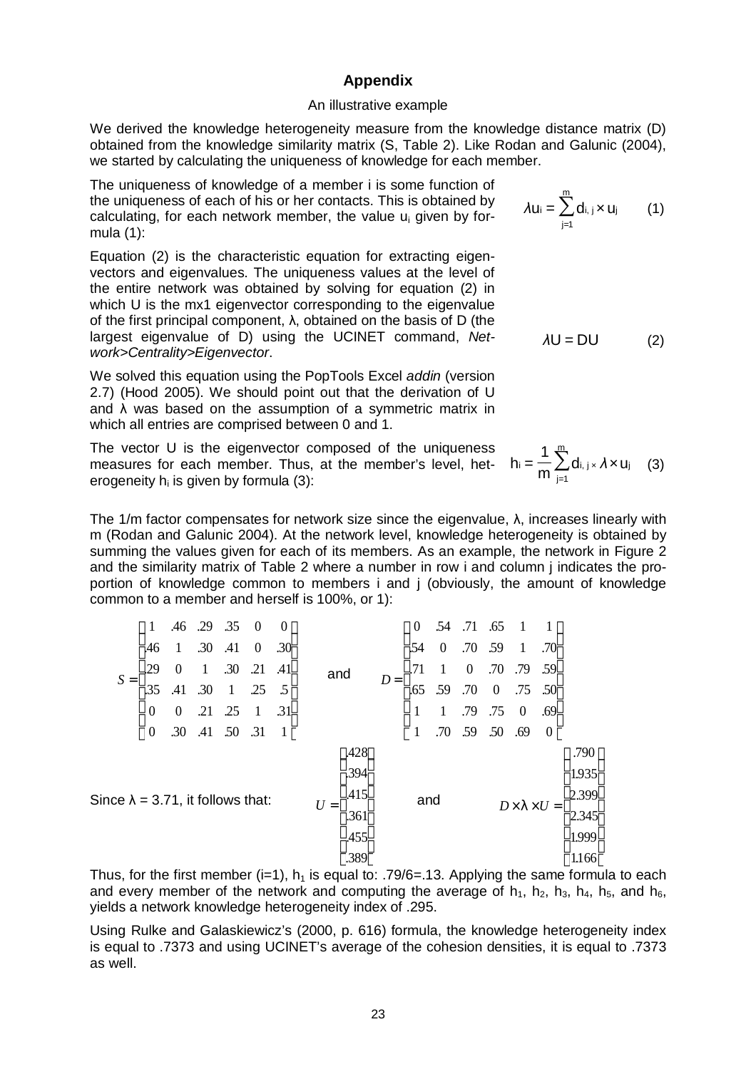## Appendix

An illustrative example

We derived the knowledge heterogeneity measure from the knowledge distance matrix (D) obtained from the knowledge similarity matrix (S, Table 2). Like Rodan and Galunic (2004), we started by calculating the uniqueness of knowledge for each member.

The uniqueness of knowledge of a member i is some function of the uniqueness of each of his or her contacts. This is obtained by calculating, for each network member, the value $u_i$ given by formula (1):

$$\lambda u_i = \sum_{j=1}^{m} d_{i,j} \times u_j \qquad (1)$$

Equation (2) is the characteristic equation for extracting eigenvectors and eigenvalues. The uniqueness values at the level of the entire network was obtained by solving for equation (2) in which U is the mx1 eigenvector corresponding to the eigenvalue of the first principal component, λ, obtained on the basis of D (the largest eigenvalue of D) using the UCINET command, *Network>Centrality>Eigenvector*.

$$\lambda U = DU \qquad (2)$$

We solved this equation using the PopTools Excel *addin* (version 2.7) (Hood 2005). We should point out that the derivation of U and λ was based on the assumption of a symmetric matrix in which all entries are comprised between 0 and 1.

The vector U is the eigenvector composed of the uniqueness measures for each member. Thus, at the member's level, heterogeneity $h_i$ is given by formula (3):

$$h_i = \frac{1}{m} \sum_{j=1}^{m} d_{i,j} \times \lambda \times u_j \qquad (3)$$

The 1/m factor compensates for network size since the eigenvalue, λ, increases linearly with m (Rodan and Galunic 2004). At the network level, knowledge heterogeneity is obtained by summing the values given for each of its members. As an example, the network in Figure 2 and the similarity matrix of Table 2 where a number in row i and column j indicates the proportion of knowledge common to members i and j (obviously, the amount of knowledge common to a member and herself is 100%, or 1):

$$S = \begin{bmatrix} 1 & .46 & .29 & .35 & 0 & 0 \\ .46 & 1 & .30 & .41 & 0 & .30 \\ .29 & 0 & 1 & .30 & .21 & .41 \\ .35 & .41 & .30 & 1 & .25 & .5 \\ 0 & 0 & .21 & .25 & 1 & .31 \\ 0 & .30 & .41 & .50 & .31 & 1 \end{bmatrix} \quad \text{and} \quad D = \begin{bmatrix} 0 & .54 & .71 & .65 & 1 & 1 \\ .54 & 0 & .70 & .59 & 1 & .70 \\ .71 & 1 & 0 & .70 & .79 & .59 \\ .65 & .59 & .70 & 0 & .75 & .50 \\ 1 & 1 & .79 & .75 & 0 & .69 \\ 1 & .70 & .59 & .50 & .69 & 0 \end{bmatrix}$$

Since λ = 3.71, it follows that:

$$U = \begin{bmatrix} .428 \\ .394 \\ .415 \\ .361 \\ .455 \\ .389 \end{bmatrix} \quad \text{and} \quad D \times \lambda \times U = \begin{bmatrix} .790 \\ 1.935 \\ 2.399 \\ 2.345 \\ 1.999 \\ 1.166 \end{bmatrix}$$

Thus, for the first member (i=1), $h_1$ is equal to: .79/6=.13. Applying the same formula to each and every member of the network and computing the average of $h_1$, $h_2$, $h_3$, $h_4$, $h_5$, and $h_6$, yields a network knowledge heterogeneity index of .295.

Using Rulke and Galaskiewicz's (2000, p. 616) formula, the knowledge heterogeneity index is equal to .7373 and using UCINET's average of the cohesion densities, it is equal to .7373 as well.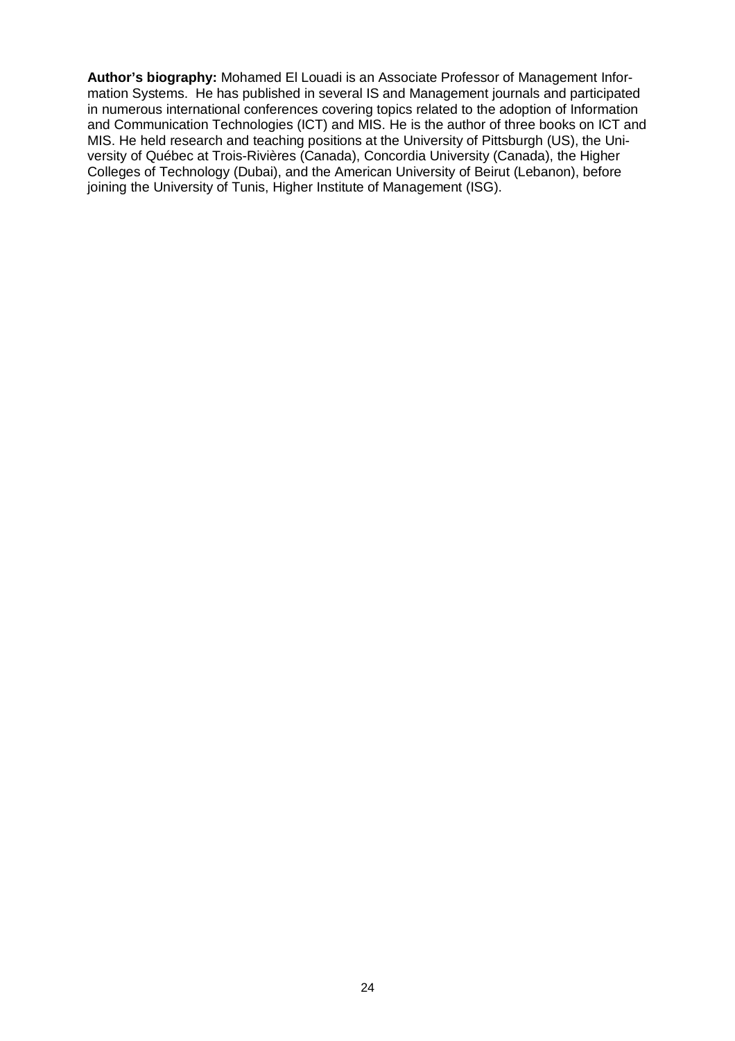**Author's biography:** Mohamed El Louadi is an Associate Professor of Management Information Systems. He has published in several IS and Management journals and participated in numerous international conferences covering topics related to the adoption of Information and Communication Technologies (ICT) and MIS. He is the author of three books on ICT and MIS. He held research and teaching positions at the University of Pittsburgh (US), the University of Québec at Trois-Rivières (Canada), Concordia University (Canada), the Higher Colleges of Technology (Dubai), and the American University of Beirut (Lebanon), before joining the University of Tunis, Higher Institute of Management (ISG).